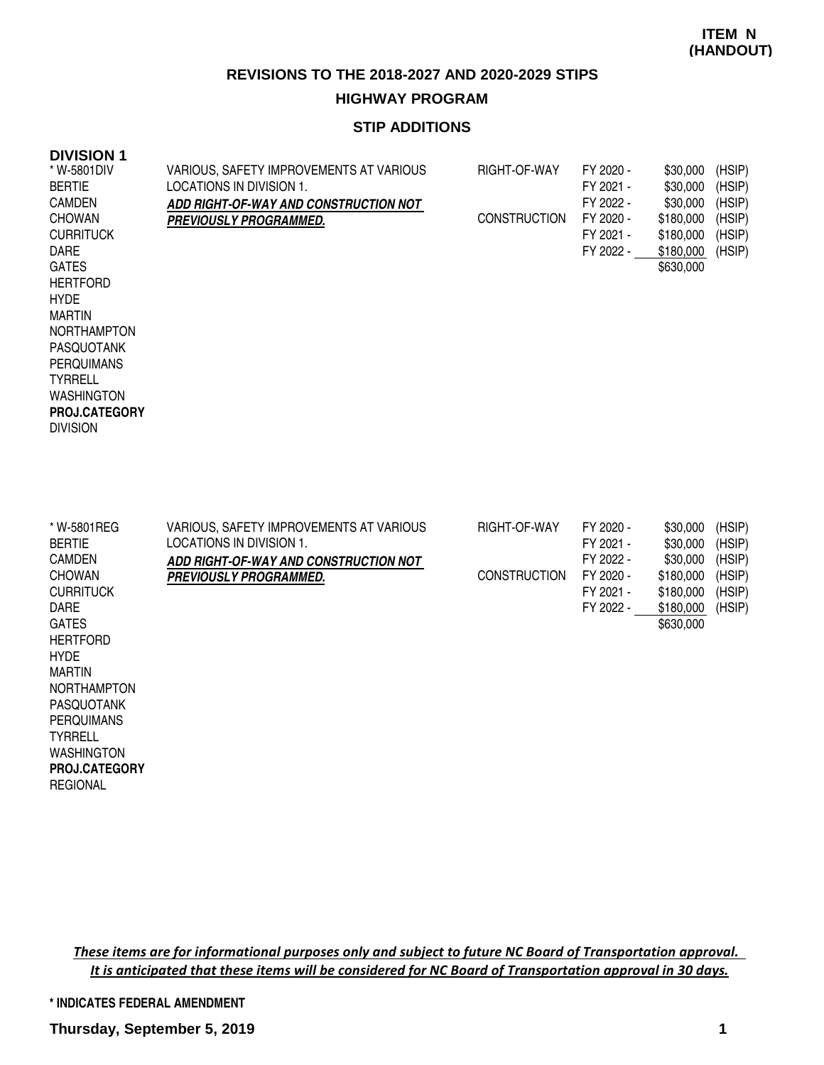**ITEM N**
**(HANDOUT)**

## REVISIONS TO THE 2018-2027 AND 2020-2029 STIPS

### HIGHWAY PROGRAM

### STIP ADDITIONS

**DIVISION 1**

| Project | Description | Work Type | Fiscal Year | Amount | Funding |
|---|---|---|---|---|---|
| * W-5801DIV<br>BERTIE<br>CAMDEN<br>CHOWAN<br>CURRITUCK<br>DARE<br>GATES<br>HERTFORD<br>HYDE<br>MARTIN<br>NORTHAMPTON<br>PASQUOTANK<br>PERQUIMANS<br>TYRRELL<br>WASHINGTON<br>**PROJ.CATEGORY**<br>DIVISION | VARIOUS, SAFETY IMPROVEMENTS AT VARIOUS LOCATIONS IN DIVISION 1.<br>***ADD RIGHT-OF-WAY AND CONSTRUCTION NOT PREVIOUSLY PROGRAMMED.*** | RIGHT-OF-WAY | FY 2020 - | $30,000 | (HSIP) |
| | | | FY 2021 - | $30,000 | (HSIP) |
| | | | FY 2022 - | $30,000 | (HSIP) |
| | | CONSTRUCTION | FY 2020 - | $180,000 | (HSIP) |
| | | | FY 2021 - | $180,000 | (HSIP) |
| | | | FY 2022 - | $180,000 | (HSIP) |
| | | | | $630,000 | |
| * W-5801REG<br>BERTIE<br>CAMDEN<br>CHOWAN<br>CURRITUCK<br>DARE<br>GATES<br>HERTFORD<br>HYDE<br>MARTIN<br>NORTHAMPTON<br>PASQUOTANK<br>PERQUIMANS<br>TYRRELL<br>WASHINGTON<br>**PROJ.CATEGORY**<br>REGIONAL | VARIOUS, SAFETY IMPROVEMENTS AT VARIOUS LOCATIONS IN DIVISION 1.<br>***ADD RIGHT-OF-WAY AND CONSTRUCTION NOT PREVIOUSLY PROGRAMMED.*** | RIGHT-OF-WAY | FY 2020 - | $30,000 | (HSIP) |
| | | | FY 2021 - | $30,000 | (HSIP) |
| | | | FY 2022 - | $30,000 | (HSIP) |
| | | CONSTRUCTION | FY 2020 - | $180,000 | (HSIP) |
| | | | FY 2021 - | $180,000 | (HSIP) |
| | | | FY 2022 - | $180,000 | (HSIP) |
| | | | | $630,000 | |

*These items are for informational purposes only and subject to future NC Board of Transportation approval. It is anticipated that these items will be considered for NC Board of Transportation approval in 30 days.*

**\* INDICATES FEDERAL AMENDMENT**

**Thursday, September 5, 2019**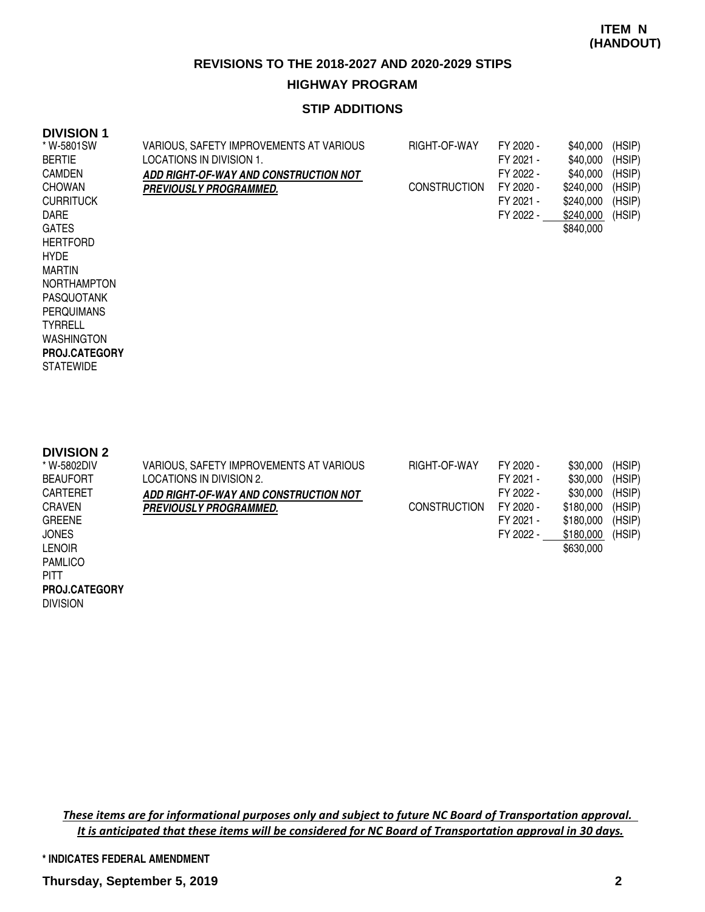**ITEM N (HANDOUT)**

## REVISIONS TO THE 2018-2027 AND 2020-2029 STIPS

### HIGHWAY PROGRAM

### STIP ADDITIONS

**DIVISION 1**

| | | | | | |
|---|---|---|---|---|---|
| * W-5801SW | VARIOUS, SAFETY IMPROVEMENTS AT VARIOUS LOCATIONS IN DIVISION 1. | RIGHT-OF-WAY | FY 2020 - | $40,000 | (HSIP) |
| BERTIE | ***ADD RIGHT-OF-WAY AND CONSTRUCTION NOT PREVIOUSLY PROGRAMMED.*** | | FY 2021 - | $40,000 | (HSIP) |
| CAMDEN | | | FY 2022 - | $40,000 | (HSIP) |
| CHOWAN | | CONSTRUCTION | FY 2020 - | $240,000 | (HSIP) |
| CURRITUCK | | | FY 2021 - | $240,000 | (HSIP) |
| DARE | | | FY 2022 - | $240,000 | (HSIP) |
| GATES | | | | $840,000 | |
| HERTFORD | | | | | |
| HYDE | | | | | |
| MARTIN | | | | | |
| NORTHAMPTON | | | | | |
| PASQUOTANK | | | | | |
| PERQUIMANS | | | | | |
| TYRRELL | | | | | |
| WASHINGTON | | | | | |
| **PROJ.CATEGORY** | | | | | |
| STATEWIDE | | | | | |

**DIVISION 2**

| | | | | | |
|---|---|---|---|---|---|
| * W-5802DIV | VARIOUS, SAFETY IMPROVEMENTS AT VARIOUS LOCATIONS IN DIVISION 2. | RIGHT-OF-WAY | FY 2020 - | $30,000 | (HSIP) |
| BEAUFORT | ***ADD RIGHT-OF-WAY AND CONSTRUCTION NOT PREVIOUSLY PROGRAMMED.*** | | FY 2021 - | $30,000 | (HSIP) |
| CARTERET | | | FY 2022 - | $30,000 | (HSIP) |
| CRAVEN | | CONSTRUCTION | FY 2020 - | $180,000 | (HSIP) |
| GREENE | | | FY 2021 - | $180,000 | (HSIP) |
| JONES | | | FY 2022 - | $180,000 | (HSIP) |
| LENOIR | | | | $630,000 | |
| PAMLICO | | | | | |
| PITT | | | | | |
| **PROJ.CATEGORY** | | | | | |
| DIVISION | | | | | |

*These items are for informational purposes only and subject to future NC Board of Transportation approval. It is anticipated that these items will be considered for NC Board of Transportation approval in 30 days.*

**\* INDICATES FEDERAL AMENDMENT**

**Thursday, September 5, 2019**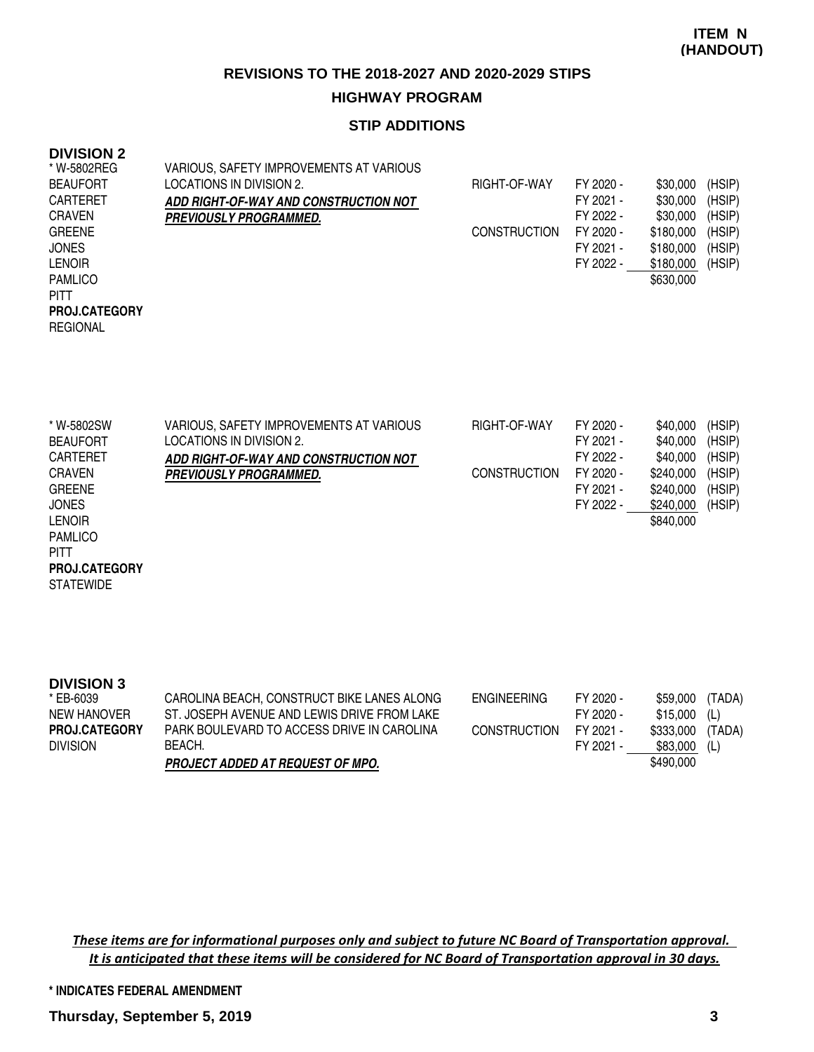**ITEM N (HANDOUT)**

## REVISIONS TO THE 2018-2027 AND 2020-2029 STIPS

### HIGHWAY PROGRAM

### STIP ADDITIONS

**DIVISION 2**

| Project | Description | Phase | Year | Amount | Source |
|---|---|---|---|---|---|
| * W-5802REG<br>BEAUFORT<br>CARTERET<br>CRAVEN<br>GREENE<br>JONES<br>LENOIR<br>PAMLICO<br>PITT<br>**PROJ.CATEGORY**<br>REGIONAL | VARIOUS, SAFETY IMPROVEMENTS AT VARIOUS LOCATIONS IN DIVISION 2.<br>***ADD RIGHT-OF-WAY AND CONSTRUCTION NOT PREVIOUSLY PROGRAMMED.*** | RIGHT-OF-WAY | FY 2020 - | $30,000 | (HSIP) |
| | | | FY 2021 - | $30,000 | (HSIP) |
| | | | FY 2022 - | $30,000 | (HSIP) |
| | | CONSTRUCTION | FY 2020 - | $180,000 | (HSIP) |
| | | | FY 2021 - | $180,000 | (HSIP) |
| | | | FY 2022 - | $180,000 | (HSIP) |
| | | | | $630,000 | |

| Project | Description | Phase | Year | Amount | Source |
|---|---|---|---|---|---|
| * W-5802SW<br>BEAUFORT<br>CARTERET<br>CRAVEN<br>GREENE<br>JONES<br>LENOIR<br>PAMLICO<br>PITT<br>**PROJ.CATEGORY**<br>STATEWIDE | VARIOUS, SAFETY IMPROVEMENTS AT VARIOUS LOCATIONS IN DIVISION 2.<br>***ADD RIGHT-OF-WAY AND CONSTRUCTION NOT PREVIOUSLY PROGRAMMED.*** | RIGHT-OF-WAY | FY 2020 - | $40,000 | (HSIP) |
| | | | FY 2021 - | $40,000 | (HSIP) |
| | | | FY 2022 - | $40,000 | (HSIP) |
| | | CONSTRUCTION | FY 2020 - | $240,000 | (HSIP) |
| | | | FY 2021 - | $240,000 | (HSIP) |
| | | | FY 2022 - | $240,000 | (HSIP) |
| | | | | $840,000 | |

**DIVISION 3**

| Project | Description | Phase | Year | Amount | Source |
|---|---|---|---|---|---|
| * EB-6039<br>NEW HANOVER<br>**PROJ.CATEGORY**<br>DIVISION | CAROLINA BEACH, CONSTRUCT BIKE LANES ALONG ST. JOSEPH AVENUE AND LEWIS DRIVE FROM LAKE PARK BOULEVARD TO ACCESS DRIVE IN CAROLINA BEACH.<br>***PROJECT ADDED AT REQUEST OF MPO.*** | ENGINEERING | FY 2020 - | $59,000 | (TADA) |
| | | | FY 2020 - | $15,000 | (L) |
| | | CONSTRUCTION | FY 2021 - | $333,000 | (TADA) |
| | | | FY 2021 - | $83,000 | (L) |
| | | | | $490,000 | |

*These items are for informational purposes only and subject to future NC Board of Transportation approval. It is anticipated that these items will be considered for NC Board of Transportation approval in 30 days.*

**\* INDICATES FEDERAL AMENDMENT**

**Thursday, September 5, 2019**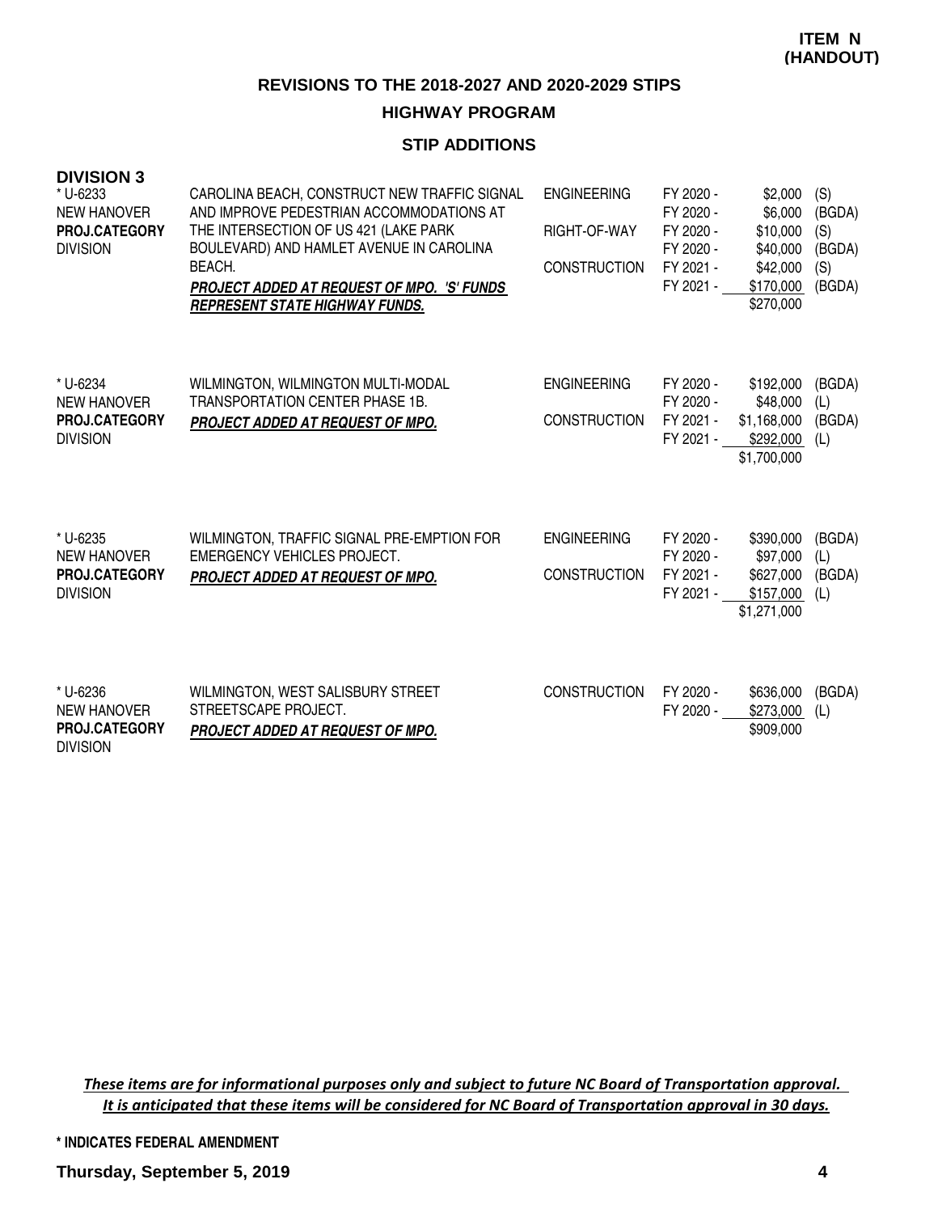**ITEM N (HANDOUT)**

## REVISIONS TO THE 2018-2027 AND 2020-2029 STIPS

### HIGHWAY PROGRAM

### STIP ADDITIONS

**DIVISION 3**

| Project | Description | Phase | Fiscal Year | Amount | Fund |
|---|---|---|---|---|---|
| * U-6233<br>NEW HANOVER<br>**PROJ.CATEGORY**<br>DIVISION | CAROLINA BEACH, CONSTRUCT NEW TRAFFIC SIGNAL AND IMPROVE PEDESTRIAN ACCOMMODATIONS AT THE INTERSECTION OF US 421 (LAKE PARK BOULEVARD) AND HAMLET AVENUE IN CAROLINA BEACH.<br>***PROJECT ADDED AT REQUEST OF MPO. 'S' FUNDS REPRESENT STATE HIGHWAY FUNDS.*** | ENGINEERING | FY 2020 - | $2,000 | (S) |
| | | | FY 2020 - | $6,000 | (BGDA) |
| | | RIGHT-OF-WAY | FY 2020 - | $10,000 | (S) |
| | | | FY 2020 - | $40,000 | (BGDA) |
| | | CONSTRUCTION | FY 2021 - | $42,000 | (S) |
| | | | FY 2021 - | $170,000 | (BGDA) |
| | | | | $270,000 | |
| * U-6234<br>NEW HANOVER<br>**PROJ.CATEGORY**<br>DIVISION | WILMINGTON, WILMINGTON MULTI-MODAL TRANSPORTATION CENTER PHASE 1B.<br>***PROJECT ADDED AT REQUEST OF MPO.*** | ENGINEERING | FY 2020 - | $192,000 | (BGDA) |
| | | | FY 2020 - | $48,000 | (L) |
| | | CONSTRUCTION | FY 2021 - | $1,168,000 | (BGDA) |
| | | | FY 2021 - | $292,000 | (L) |
| | | | | $1,700,000 | |
| * U-6235<br>NEW HANOVER<br>**PROJ.CATEGORY**<br>DIVISION | WILMINGTON, TRAFFIC SIGNAL PRE-EMPTION FOR EMERGENCY VEHICLES PROJECT.<br>***PROJECT ADDED AT REQUEST OF MPO.*** | ENGINEERING | FY 2020 - | $390,000 | (BGDA) |
| | | | FY 2020 - | $97,000 | (L) |
| | | CONSTRUCTION | FY 2021 - | $627,000 | (BGDA) |
| | | | FY 2021 - | $157,000 | (L) |
| | | | | $1,271,000 | |
| * U-6236<br>NEW HANOVER<br>**PROJ.CATEGORY**<br>DIVISION | WILMINGTON, WEST SALISBURY STREET STREETSCAPE PROJECT.<br>***PROJECT ADDED AT REQUEST OF MPO.*** | CONSTRUCTION | FY 2020 - | $636,000 | (BGDA) |
| | | | FY 2020 - | $273,000 | (L) |
| | | | | $909,000 | |

*These items are for informational purposes only and subject to future NC Board of Transportation approval. It is anticipated that these items will be considered for NC Board of Transportation approval in 30 days.*

**\* INDICATES FEDERAL AMENDMENT**

**Thursday, September 5, 2019**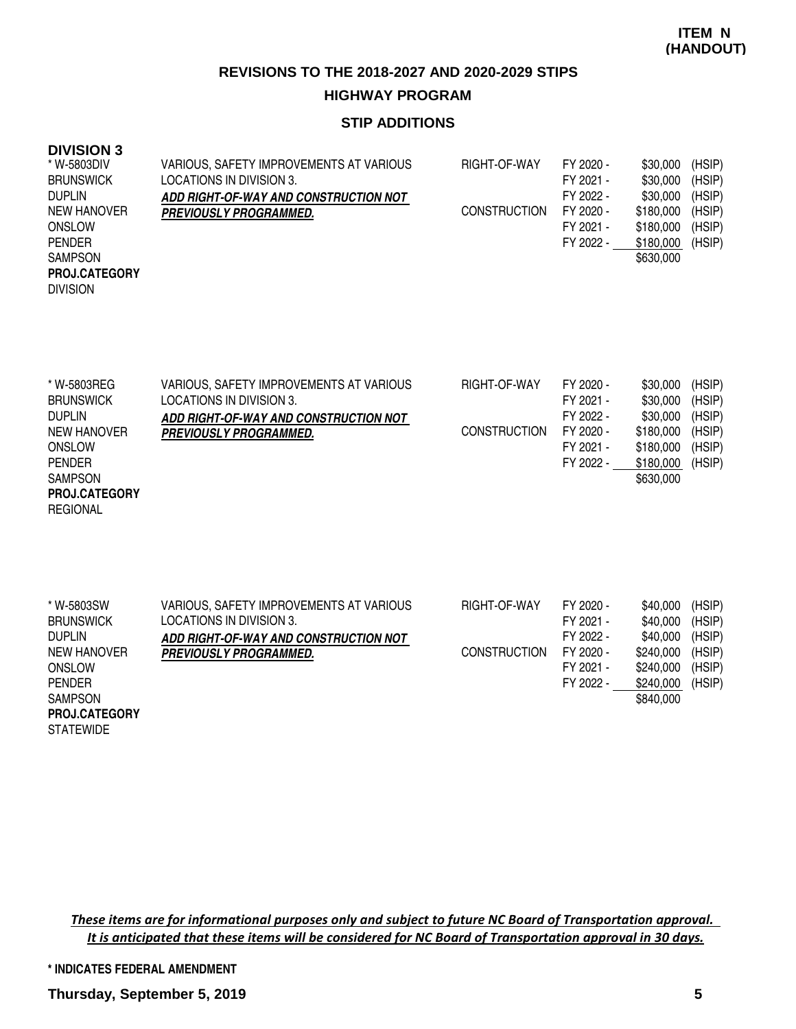**ITEM N (HANDOUT)**

## REVISIONS TO THE 2018-2027 AND 2020-2029 STIPS

### HIGHWAY PROGRAM

### STIP ADDITIONS

**DIVISION 3**

| Project / Counties | Description | Phase | Fiscal Year | Amount | Source |
|---|---|---|---|---|---|
| * W-5803DIV<br>BRUNSWICK<br>DUPLIN<br>NEW HANOVER<br>ONSLOW<br>PENDER<br>SAMPSON<br>**PROJ.CATEGORY**<br>DIVISION | VARIOUS, SAFETY IMPROVEMENTS AT VARIOUS LOCATIONS IN DIVISION 3.<br>***ADD RIGHT-OF-WAY AND CONSTRUCTION NOT PREVIOUSLY PROGRAMMED.*** | RIGHT-OF-WAY | FY 2020 - | $30,000 | (HSIP) |
| | | | FY 2021 - | $30,000 | (HSIP) |
| | | | FY 2022 - | $30,000 | (HSIP) |
| | | CONSTRUCTION | FY 2020 - | $180,000 | (HSIP) |
| | | | FY 2021 - | $180,000 | (HSIP) |
| | | | FY 2022 - | $180,000 | (HSIP) |
| | | | | $630,000 | |
| * W-5803REG<br>BRUNSWICK<br>DUPLIN<br>NEW HANOVER<br>ONSLOW<br>PENDER<br>SAMPSON<br>**PROJ.CATEGORY**<br>REGIONAL | VARIOUS, SAFETY IMPROVEMENTS AT VARIOUS LOCATIONS IN DIVISION 3.<br>***ADD RIGHT-OF-WAY AND CONSTRUCTION NOT PREVIOUSLY PROGRAMMED.*** | RIGHT-OF-WAY | FY 2020 - | $30,000 | (HSIP) |
| | | | FY 2021 - | $30,000 | (HSIP) |
| | | | FY 2022 - | $30,000 | (HSIP) |
| | | CONSTRUCTION | FY 2020 - | $180,000 | (HSIP) |
| | | | FY 2021 - | $180,000 | (HSIP) |
| | | | FY 2022 - | $180,000 | (HSIP) |
| | | | | $630,000 | |
| * W-5803SW<br>BRUNSWICK<br>DUPLIN<br>NEW HANOVER<br>ONSLOW<br>PENDER<br>SAMPSON<br>**PROJ.CATEGORY**<br>STATEWIDE | VARIOUS, SAFETY IMPROVEMENTS AT VARIOUS LOCATIONS IN DIVISION 3.<br>***ADD RIGHT-OF-WAY AND CONSTRUCTION NOT PREVIOUSLY PROGRAMMED.*** | RIGHT-OF-WAY | FY 2020 - | $40,000 | (HSIP) |
| | | | FY 2021 - | $40,000 | (HSIP) |
| | | | FY 2022 - | $40,000 | (HSIP) |
| | | CONSTRUCTION | FY 2020 - | $240,000 | (HSIP) |
| | | | FY 2021 - | $240,000 | (HSIP) |
| | | | FY 2022 - | $240,000 | (HSIP) |
| | | | | $840,000 | |

*These items are for informational purposes only and subject to future NC Board of Transportation approval. It is anticipated that these items will be considered for NC Board of Transportation approval in 30 days.*

**\* INDICATES FEDERAL AMENDMENT**

**Thursday, September 5, 2019**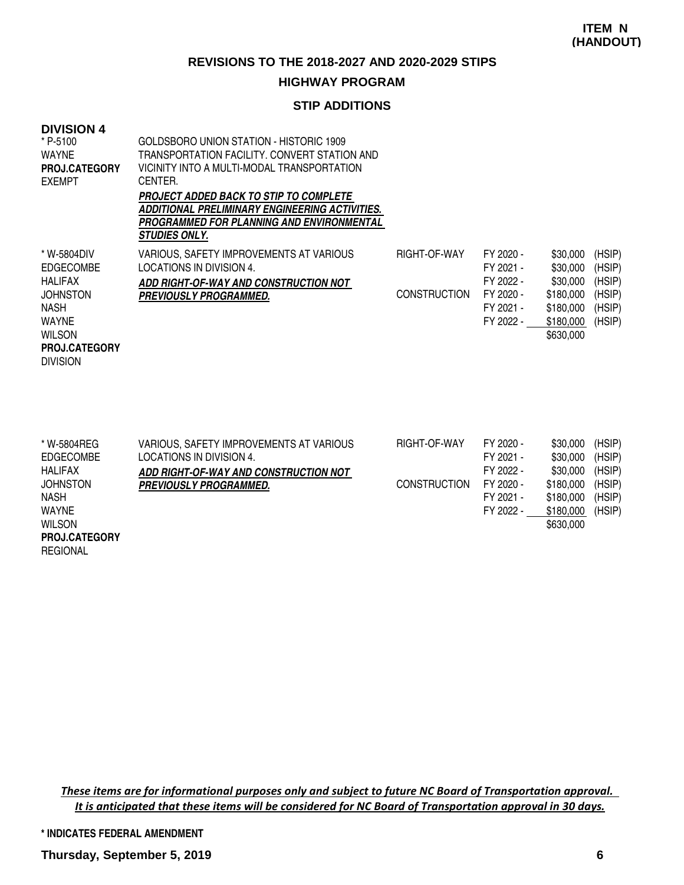**ITEM N (HANDOUT)**

## REVISIONS TO THE 2018-2027 AND 2020-2029 STIPS

### HIGHWAY PROGRAM

### STIP ADDITIONS

**DIVISION 4**

| Project / Counties | Description | Phase | Fiscal Year | Amount | Funding |
|---|---|---|---|---|---|
| * P-5100<br>WAYNE<br>**PROJ.CATEGORY**<br>EXEMPT | GOLDSBORO UNION STATION - HISTORIC 1909 TRANSPORTATION FACILITY. CONVERT STATION AND VICINITY INTO A MULTI-MODAL TRANSPORTATION CENTER.<br>***PROJECT ADDED BACK TO STIP TO COMPLETE ADDITIONAL PRELIMINARY ENGINEERING ACTIVITIES. PROGRAMMED FOR PLANNING AND ENVIRONMENTAL STUDIES ONLY.*** | | | | |
| * W-5804DIV<br>EDGECOMBE<br>HALIFAX<br>JOHNSTON<br>NASH<br>WAYNE<br>WILSON<br>**PROJ.CATEGORY**<br>DIVISION | VARIOUS, SAFETY IMPROVEMENTS AT VARIOUS LOCATIONS IN DIVISION 4.<br>***ADD RIGHT-OF-WAY AND CONSTRUCTION NOT PREVIOUSLY PROGRAMMED.*** | RIGHT-OF-WAY | FY 2020 - | $30,000 | (HSIP) |
| | | | FY 2021 - | $30,000 | (HSIP) |
| | | | FY 2022 - | $30,000 | (HSIP) |
| | | CONSTRUCTION | FY 2020 - | $180,000 | (HSIP) |
| | | | FY 2021 - | $180,000 | (HSIP) |
| | | | FY 2022 - | $180,000 | (HSIP) |
| | | | | $630,000 | |
| * W-5804REG<br>EDGECOMBE<br>HALIFAX<br>JOHNSTON<br>NASH<br>WAYNE<br>WILSON<br>**PROJ.CATEGORY**<br>REGIONAL | VARIOUS, SAFETY IMPROVEMENTS AT VARIOUS LOCATIONS IN DIVISION 4.<br>***ADD RIGHT-OF-WAY AND CONSTRUCTION NOT PREVIOUSLY PROGRAMMED.*** | RIGHT-OF-WAY | FY 2020 - | $30,000 | (HSIP) |
| | | | FY 2021 - | $30,000 | (HSIP) |
| | | | FY 2022 - | $30,000 | (HSIP) |
| | | CONSTRUCTION | FY 2020 - | $180,000 | (HSIP) |
| | | | FY 2021 - | $180,000 | (HSIP) |
| | | | FY 2022 - | $180,000 | (HSIP) |
| | | | | $630,000 | |

*These items are for informational purposes only and subject to future NC Board of Transportation approval. It is anticipated that these items will be considered for NC Board of Transportation approval in 30 days.*

**\* INDICATES FEDERAL AMENDMENT**

**Thursday, September 5, 2019**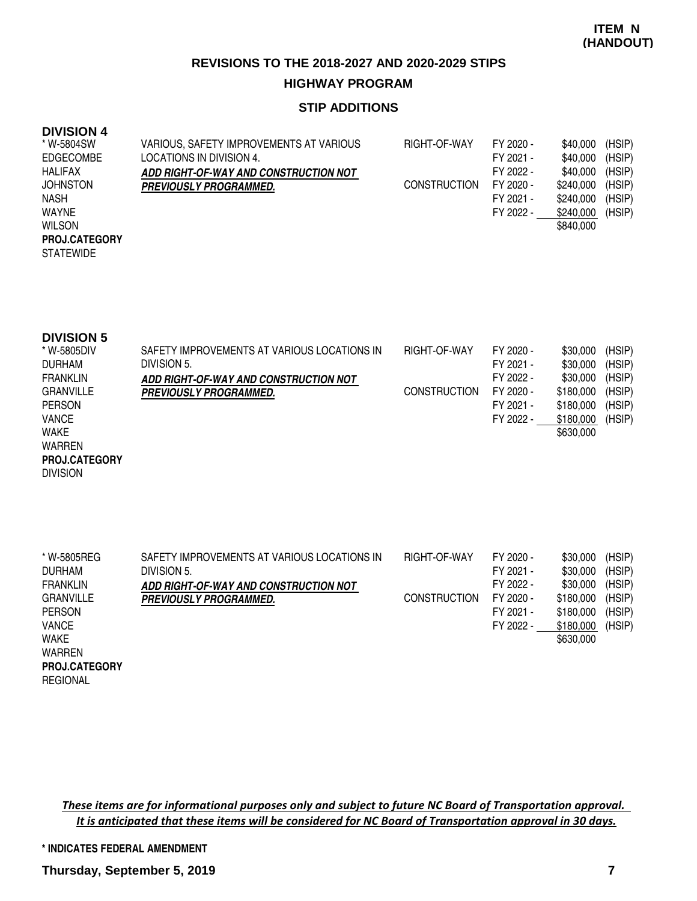**ITEM N (HANDOUT)**

# REVISIONS TO THE 2018-2027 AND 2020-2029 STIPS

## HIGHWAY PROGRAM

### STIP ADDITIONS

**DIVISION 4**

| Project / Counties | Description | Phase | FY | Amount | Source |
|---|---|---|---|---|---|
| * W-5804SW<br>EDGECOMBE<br>HALIFAX<br>JOHNSTON<br>NASH<br>WAYNE<br>WILSON<br>**PROJ.CATEGORY**<br>STATEWIDE | VARIOUS, SAFETY IMPROVEMENTS AT VARIOUS LOCATIONS IN DIVISION 4.<br>***ADD RIGHT-OF-WAY AND CONSTRUCTION NOT PREVIOUSLY PROGRAMMED.*** | RIGHT-OF-WAY | FY 2020 - | $40,000 | (HSIP) |
| | | | FY 2021 - | $40,000 | (HSIP) |
| | | | FY 2022 - | $40,000 | (HSIP) |
| | | CONSTRUCTION | FY 2020 - | $240,000 | (HSIP) |
| | | | FY 2021 - | $240,000 | (HSIP) |
| | | | FY 2022 - | $240,000 | (HSIP) |
| | | | | $840,000 | |

**DIVISION 5**

| Project / Counties | Description | Phase | FY | Amount | Source |
|---|---|---|---|---|---|
| * W-5805DIV<br>DURHAM<br>FRANKLIN<br>GRANVILLE<br>PERSON<br>VANCE<br>WAKE<br>WARREN<br>**PROJ.CATEGORY**<br>DIVISION | SAFETY IMPROVEMENTS AT VARIOUS LOCATIONS IN DIVISION 5.<br>***ADD RIGHT-OF-WAY AND CONSTRUCTION NOT PREVIOUSLY PROGRAMMED.*** | RIGHT-OF-WAY | FY 2020 - | $30,000 | (HSIP) |
| | | | FY 2021 - | $30,000 | (HSIP) |
| | | | FY 2022 - | $30,000 | (HSIP) |
| | | CONSTRUCTION | FY 2020 - | $180,000 | (HSIP) |
| | | | FY 2021 - | $180,000 | (HSIP) |
| | | | FY 2022 - | $180,000 | (HSIP) |
| | | | | $630,000 | |

| Project / Counties | Description | Phase | FY | Amount | Source |
|---|---|---|---|---|---|
| * W-5805REG<br>DURHAM<br>FRANKLIN<br>GRANVILLE<br>PERSON<br>VANCE<br>WAKE<br>WARREN<br>**PROJ.CATEGORY**<br>REGIONAL | SAFETY IMPROVEMENTS AT VARIOUS LOCATIONS IN DIVISION 5.<br>***ADD RIGHT-OF-WAY AND CONSTRUCTION NOT PREVIOUSLY PROGRAMMED.*** | RIGHT-OF-WAY | FY 2020 - | $30,000 | (HSIP) |
| | | | FY 2021 - | $30,000 | (HSIP) |
| | | | FY 2022 - | $30,000 | (HSIP) |
| | | CONSTRUCTION | FY 2020 - | $180,000 | (HSIP) |
| | | | FY 2021 - | $180,000 | (HSIP) |
| | | | FY 2022 - | $180,000 | (HSIP) |
| | | | | $630,000 | |

*These items are for informational purposes only and subject to future NC Board of Transportation approval. It is anticipated that these items will be considered for NC Board of Transportation approval in 30 days.*

**\* INDICATES FEDERAL AMENDMENT**

**Thursday, September 5, 2019**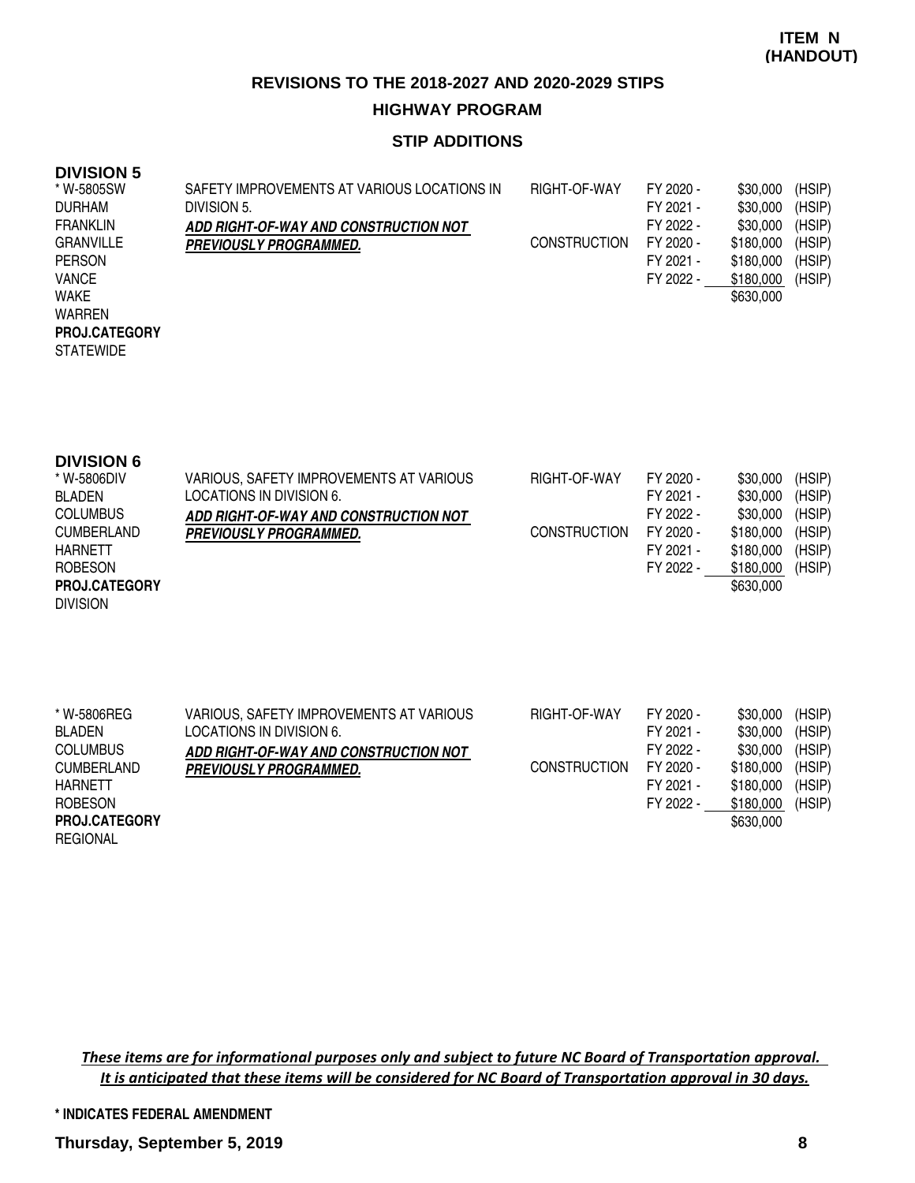**ITEM N (HANDOUT)**

## REVISIONS TO THE 2018-2027 AND 2020-2029 STIPS

### HIGHWAY PROGRAM

### STIP ADDITIONS

**DIVISION 5**

| Project / Counties | Description | Phase | Fiscal Year | Amount | Funding |
|---|---|---|---|---|---|
| * W-5805SW | SAFETY IMPROVEMENTS AT VARIOUS LOCATIONS IN DIVISION 5. | RIGHT-OF-WAY | FY 2020 - | $30,000 | (HSIP) |
| DURHAM | | | FY 2021 - | $30,000 | (HSIP) |
| FRANKLIN | ***ADD RIGHT-OF-WAY AND CONSTRUCTION NOT PREVIOUSLY PROGRAMMED.*** | | FY 2022 - | $30,000 | (HSIP) |
| GRANVILLE | | CONSTRUCTION | FY 2020 - | $180,000 | (HSIP) |
| PERSON | | | FY 2021 - | $180,000 | (HSIP) |
| VANCE | | | FY 2022 - | $180,000 | (HSIP) |
| WAKE | | | | $630,000 | |
| WARREN | | | | | |
| **PROJ.CATEGORY** STATEWIDE | | | | | |

**DIVISION 6**

| Project / Counties | Description | Phase | Fiscal Year | Amount | Funding |
|---|---|---|---|---|---|
| * W-5806DIV | VARIOUS, SAFETY IMPROVEMENTS AT VARIOUS LOCATIONS IN DIVISION 6. | RIGHT-OF-WAY | FY 2020 - | $30,000 | (HSIP) |
| BLADEN | | | FY 2021 - | $30,000 | (HSIP) |
| COLUMBUS | ***ADD RIGHT-OF-WAY AND CONSTRUCTION NOT PREVIOUSLY PROGRAMMED.*** | | FY 2022 - | $30,000 | (HSIP) |
| CUMBERLAND | | CONSTRUCTION | FY 2020 - | $180,000 | (HSIP) |
| HARNETT | | | FY 2021 - | $180,000 | (HSIP) |
| ROBESON | | | FY 2022 - | $180,000 | (HSIP) |
| **PROJ.CATEGORY** DIVISION | | | | $630,000 | |

| Project / Counties | Description | Phase | Fiscal Year | Amount | Funding |
|---|---|---|---|---|---|
| * W-5806REG | VARIOUS, SAFETY IMPROVEMENTS AT VARIOUS LOCATIONS IN DIVISION 6. | RIGHT-OF-WAY | FY 2020 - | $30,000 | (HSIP) |
| BLADEN | | | FY 2021 - | $30,000 | (HSIP) |
| COLUMBUS | ***ADD RIGHT-OF-WAY AND CONSTRUCTION NOT PREVIOUSLY PROGRAMMED.*** | | FY 2022 - | $30,000 | (HSIP) |
| CUMBERLAND | | CONSTRUCTION | FY 2020 - | $180,000 | (HSIP) |
| HARNETT | | | FY 2021 - | $180,000 | (HSIP) |
| ROBESON | | | FY 2022 - | $180,000 | (HSIP) |
| **PROJ.CATEGORY** REGIONAL | | | | $630,000 | |

*These items are for informational purposes only and subject to future NC Board of Transportation approval. It is anticipated that these items will be considered for NC Board of Transportation approval in 30 days.*

**\* INDICATES FEDERAL AMENDMENT**

**Thursday, September 5, 2019**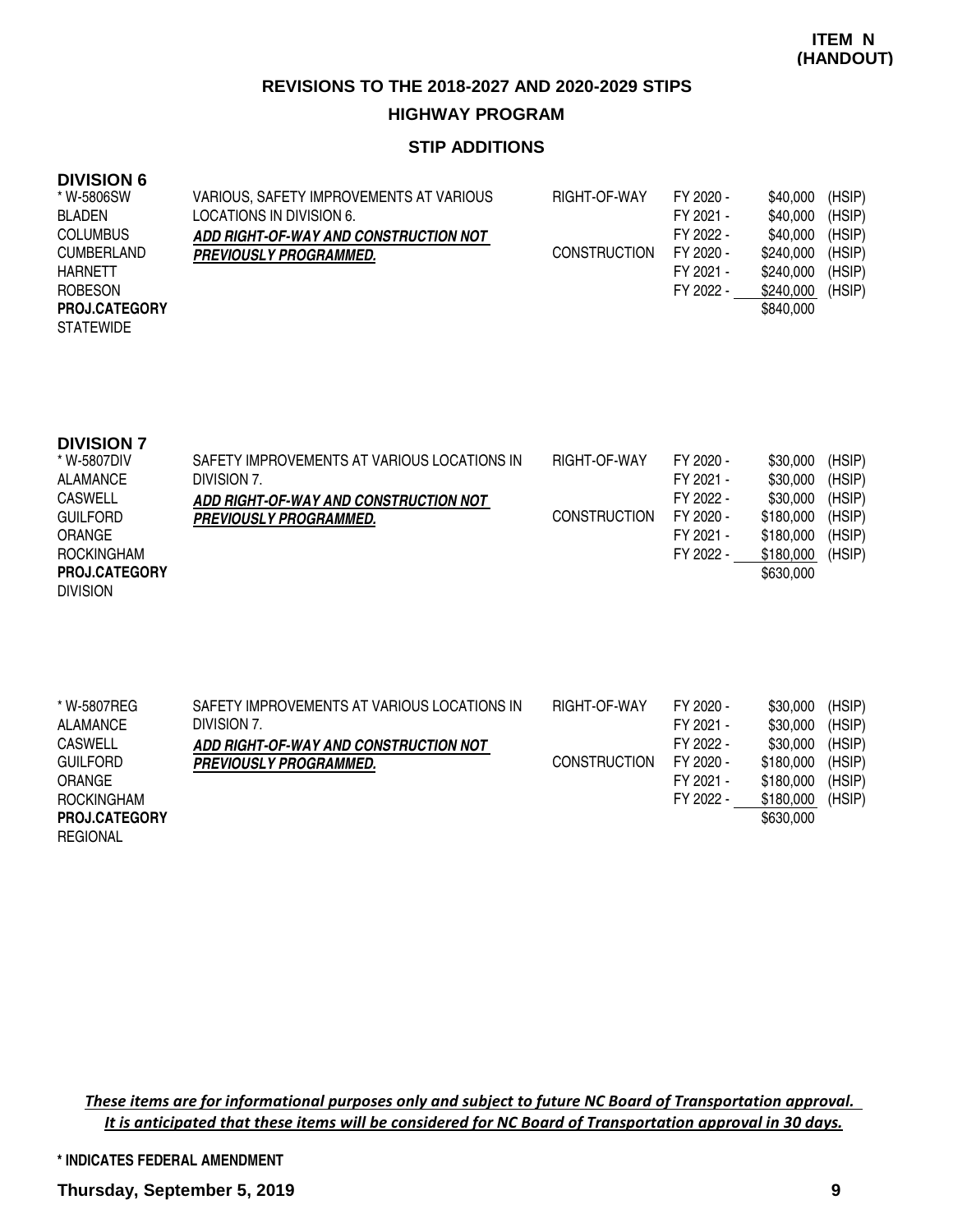**ITEM N (HANDOUT)**

## REVISIONS TO THE 2018-2027 AND 2020-2029 STIPS

### HIGHWAY PROGRAM

### STIP ADDITIONS

**DIVISION 6**

| | | | | | |
|---|---|---|---|---|---|
| * W-5806SW | VARIOUS, SAFETY IMPROVEMENTS AT VARIOUS | RIGHT-OF-WAY | FY 2020 - | $40,000 | (HSIP) |
| BLADEN | LOCATIONS IN DIVISION 6. | | FY 2021 - | $40,000 | (HSIP) |
| COLUMBUS | ***ADD RIGHT-OF-WAY AND CONSTRUCTION NOT*** | | FY 2022 - | $40,000 | (HSIP) |
| CUMBERLAND | ***PREVIOUSLY PROGRAMMED.*** | CONSTRUCTION | FY 2020 - | $240,000 | (HSIP) |
| HARNETT | | | FY 2021 - | $240,000 | (HSIP) |
| ROBESON | | | FY 2022 - | $240,000 | (HSIP) |
| **PROJ.CATEGORY** | | | | $840,000 | |
| STATEWIDE | | | | | |

**DIVISION 7**

| | | | | | |
|---|---|---|---|---|---|
| * W-5807DIV | SAFETY IMPROVEMENTS AT VARIOUS LOCATIONS IN | RIGHT-OF-WAY | FY 2020 - | $30,000 | (HSIP) |
| ALAMANCE | DIVISION 7. | | FY 2021 - | $30,000 | (HSIP) |
| CASWELL | ***ADD RIGHT-OF-WAY AND CONSTRUCTION NOT*** | | FY 2022 - | $30,000 | (HSIP) |
| GUILFORD | ***PREVIOUSLY PROGRAMMED.*** | CONSTRUCTION | FY 2020 - | $180,000 | (HSIP) |
| ORANGE | | | FY 2021 - | $180,000 | (HSIP) |
| ROCKINGHAM | | | FY 2022 - | $180,000 | (HSIP) |
| **PROJ.CATEGORY** | | | | $630,000 | |
| DIVISION | | | | | |

| | | | | | |
|---|---|---|---|---|---|
| * W-5807REG | SAFETY IMPROVEMENTS AT VARIOUS LOCATIONS IN | RIGHT-OF-WAY | FY 2020 - | $30,000 | (HSIP) |
| ALAMANCE | DIVISION 7. | | FY 2021 - | $30,000 | (HSIP) |
| CASWELL | ***ADD RIGHT-OF-WAY AND CONSTRUCTION NOT*** | | FY 2022 - | $30,000 | (HSIP) |
| GUILFORD | ***PREVIOUSLY PROGRAMMED.*** | CONSTRUCTION | FY 2020 - | $180,000 | (HSIP) |
| ORANGE | | | FY 2021 - | $180,000 | (HSIP) |
| ROCKINGHAM | | | FY 2022 - | $180,000 | (HSIP) |
| **PROJ.CATEGORY** | | | | $630,000 | |
| REGIONAL | | | | | |

*These items are for informational purposes only and subject to future NC Board of Transportation approval. It is anticipated that these items will be considered for NC Board of Transportation approval in 30 days.*

**\* INDICATES FEDERAL AMENDMENT**

**Thursday, September 5, 2019**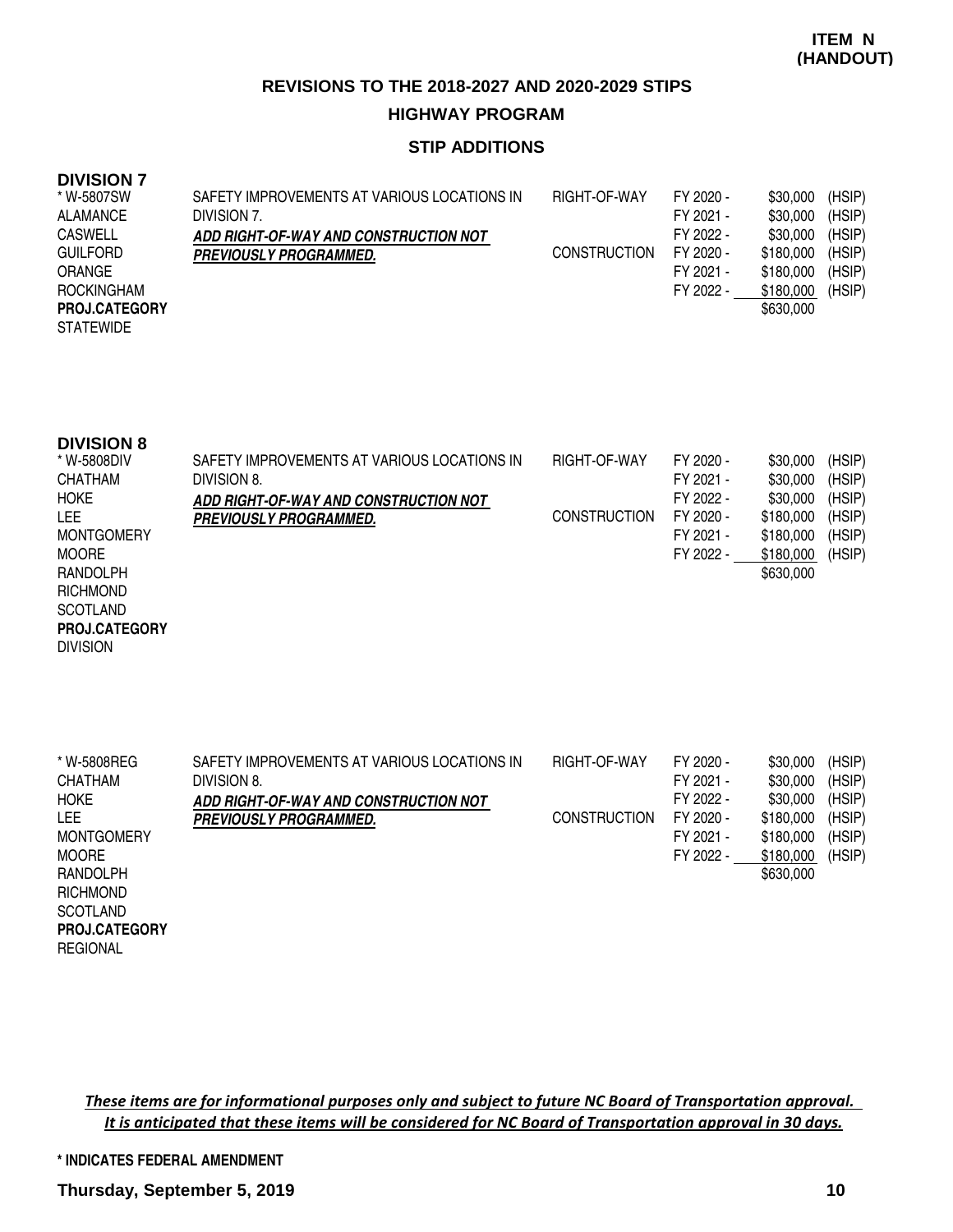**ITEM N (HANDOUT)**

## REVISIONS TO THE 2018-2027 AND 2020-2029 STIPS

### HIGHWAY PROGRAM

### STIP ADDITIONS

**DIVISION 7**

| Project | Description | Phase | Fiscal Year | Amount | Source |
|---|---|---|---|---|---|
| * W-5807SW | SAFETY IMPROVEMENTS AT VARIOUS LOCATIONS IN DIVISION 7. | RIGHT-OF-WAY | FY 2020 - | $30,000 | (HSIP) |
| ALAMANCE | | | FY 2021 - | $30,000 | (HSIP) |
| CASWELL | ***ADD RIGHT-OF-WAY AND CONSTRUCTION NOT PREVIOUSLY PROGRAMMED.*** | | FY 2022 - | $30,000 | (HSIP) |
| GUILFORD | | CONSTRUCTION | FY 2020 - | $180,000 | (HSIP) |
| ORANGE | | | FY 2021 - | $180,000 | (HSIP) |
| ROCKINGHAM | | | FY 2022 - | $180,000 | (HSIP) |
| **PROJ.CATEGORY** | | | | $630,000 | |
| STATEWIDE | | | | | |

**DIVISION 8**

| Project | Description | Phase | Fiscal Year | Amount | Source |
|---|---|---|---|---|---|
| * W-5808DIV | SAFETY IMPROVEMENTS AT VARIOUS LOCATIONS IN DIVISION 8. | RIGHT-OF-WAY | FY 2020 - | $30,000 | (HSIP) |
| CHATHAM | | | FY 2021 - | $30,000 | (HSIP) |
| HOKE | ***ADD RIGHT-OF-WAY AND CONSTRUCTION NOT PREVIOUSLY PROGRAMMED.*** | | FY 2022 - | $30,000 | (HSIP) |
| LEE | | CONSTRUCTION | FY 2020 - | $180,000 | (HSIP) |
| MONTGOMERY | | | FY 2021 - | $180,000 | (HSIP) |
| MOORE | | | FY 2022 - | $180,000 | (HSIP) |
| RANDOLPH | | | | $630,000 | |
| RICHMOND | | | | | |
| SCOTLAND | | | | | |
| **PROJ.CATEGORY** | | | | | |
| DIVISION | | | | | |

| Project | Description | Phase | Fiscal Year | Amount | Source |
|---|---|---|---|---|---|
| * W-5808REG | SAFETY IMPROVEMENTS AT VARIOUS LOCATIONS IN DIVISION 8. | RIGHT-OF-WAY | FY 2020 - | $30,000 | (HSIP) |
| CHATHAM | | | FY 2021 - | $30,000 | (HSIP) |
| HOKE | ***ADD RIGHT-OF-WAY AND CONSTRUCTION NOT PREVIOUSLY PROGRAMMED.*** | | FY 2022 - | $30,000 | (HSIP) |
| LEE | | CONSTRUCTION | FY 2020 - | $180,000 | (HSIP) |
| MONTGOMERY | | | FY 2021 - | $180,000 | (HSIP) |
| MOORE | | | FY 2022 - | $180,000 | (HSIP) |
| RANDOLPH | | | | $630,000 | |
| RICHMOND | | | | | |
| SCOTLAND | | | | | |
| **PROJ.CATEGORY** | | | | | |
| REGIONAL | | | | | |

*These items are for informational purposes only and subject to future NC Board of Transportation approval. It is anticipated that these items will be considered for NC Board of Transportation approval in 30 days.*

**\* INDICATES FEDERAL AMENDMENT**

**Thursday, September 5, 2019**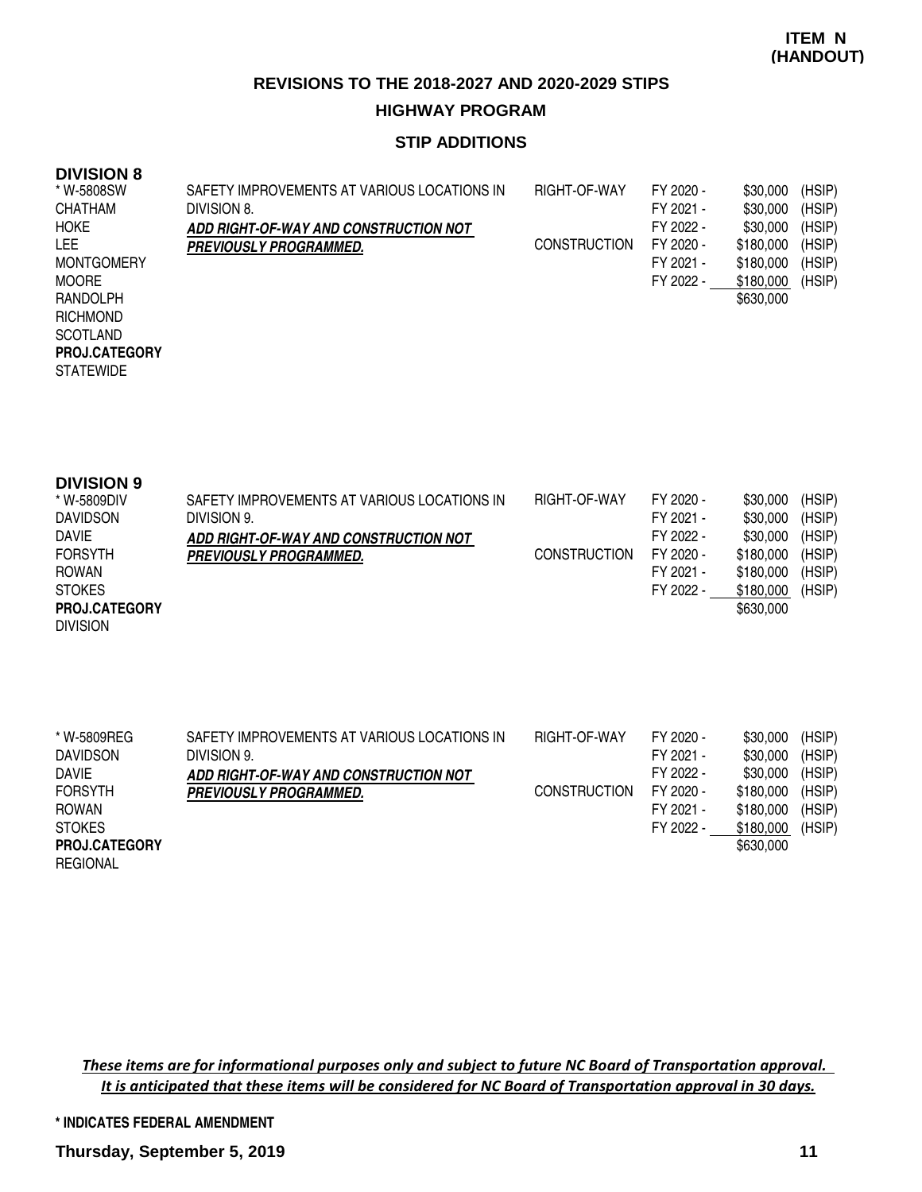**ITEM N (HANDOUT)**

## REVISIONS TO THE 2018-2027 AND 2020-2029 STIPS

### HIGHWAY PROGRAM

### STIP ADDITIONS

**DIVISION 8**

| | | | | | |
|---|---|---|---|---|---|
| * W-5808SW<br>CHATHAM<br>HOKE<br>LEE<br>MONTGOMERY<br>MOORE<br>RANDOLPH<br>RICHMOND<br>SCOTLAND<br>**PROJ.CATEGORY**<br>STATEWIDE | SAFETY IMPROVEMENTS AT VARIOUS LOCATIONS IN DIVISION 8.<br>***ADD RIGHT-OF-WAY AND CONSTRUCTION NOT PREVIOUSLY PROGRAMMED.*** | RIGHT-OF-WAY | FY 2020 - | $30,000 | (HSIP) |
| | | | FY 2021 - | $30,000 | (HSIP) |
| | | | FY 2022 - | $30,000 | (HSIP) |
| | | CONSTRUCTION | FY 2020 - | $180,000 | (HSIP) |
| | | | FY 2021 - | $180,000 | (HSIP) |
| | | | FY 2022 - | $180,000 | (HSIP) |
| | | | | $630,000 | |

**DIVISION 9**

| | | | | | |
|---|---|---|---|---|---|
| * W-5809DIV<br>DAVIDSON<br>DAVIE<br>FORSYTH<br>ROWAN<br>STOKES<br>**PROJ.CATEGORY**<br>DIVISION | SAFETY IMPROVEMENTS AT VARIOUS LOCATIONS IN DIVISION 9.<br>***ADD RIGHT-OF-WAY AND CONSTRUCTION NOT PREVIOUSLY PROGRAMMED.*** | RIGHT-OF-WAY | FY 2020 - | $30,000 | (HSIP) |
| | | | FY 2021 - | $30,000 | (HSIP) |
| | | | FY 2022 - | $30,000 | (HSIP) |
| | | CONSTRUCTION | FY 2020 - | $180,000 | (HSIP) |
| | | | FY 2021 - | $180,000 | (HSIP) |
| | | | FY 2022 - | $180,000 | (HSIP) |
| | | | | $630,000 | |

| | | | | | |
|---|---|---|---|---|---|
| * W-5809REG<br>DAVIDSON<br>DAVIE<br>FORSYTH<br>ROWAN<br>STOKES<br>**PROJ.CATEGORY**<br>REGIONAL | SAFETY IMPROVEMENTS AT VARIOUS LOCATIONS IN DIVISION 9.<br>***ADD RIGHT-OF-WAY AND CONSTRUCTION NOT PREVIOUSLY PROGRAMMED.*** | RIGHT-OF-WAY | FY 2020 - | $30,000 | (HSIP) |
| | | | FY 2021 - | $30,000 | (HSIP) |
| | | | FY 2022 - | $30,000 | (HSIP) |
| | | CONSTRUCTION | FY 2020 - | $180,000 | (HSIP) |
| | | | FY 2021 - | $180,000 | (HSIP) |
| | | | FY 2022 - | $180,000 | (HSIP) |
| | | | | $630,000 | |

*These items are for informational purposes only and subject to future NC Board of Transportation approval. It is anticipated that these items will be considered for NC Board of Transportation approval in 30 days.*

**\* INDICATES FEDERAL AMENDMENT**

**Thursday, September 5, 2019**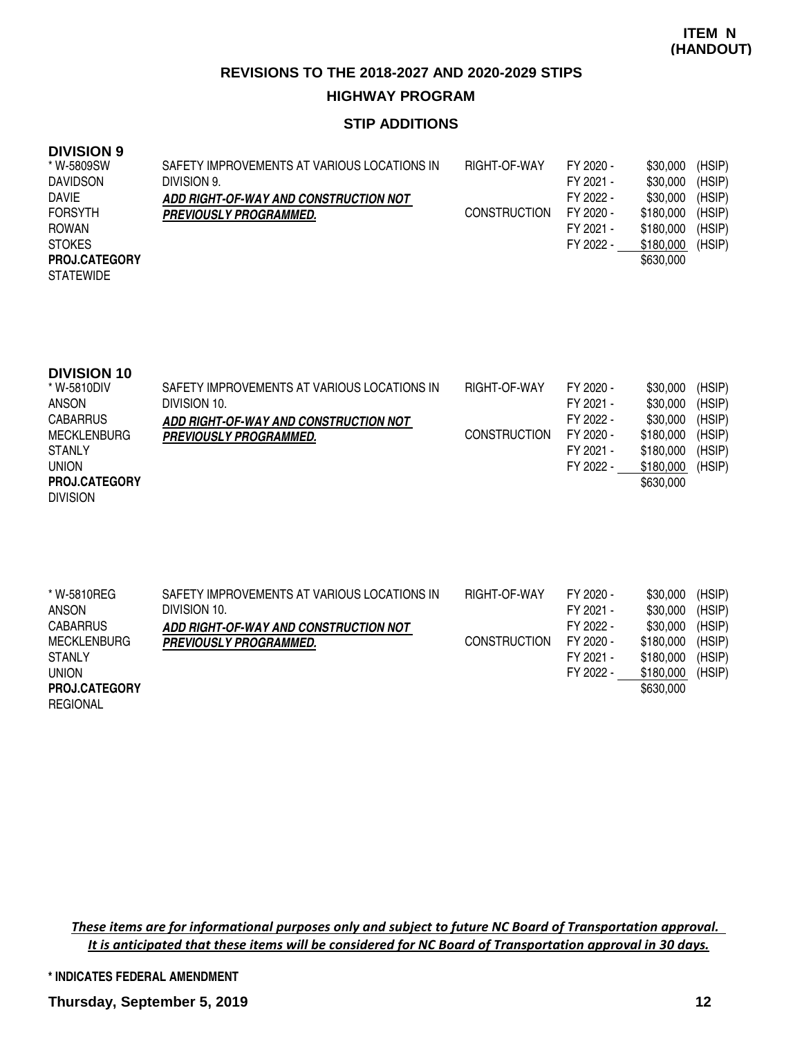**ITEM N (HANDOUT)**

## REVISIONS TO THE 2018-2027 AND 2020-2029 STIPS

### HIGHWAY PROGRAM

### STIP ADDITIONS

**DIVISION 9**

| | | | | | |
|---|---|---|---|---|---|
| * W-5809SW<br>DAVIDSON<br>DAVIE<br>FORSYTH<br>ROWAN<br>STOKES<br>**PROJ.CATEGORY**<br>STATEWIDE | SAFETY IMPROVEMENTS AT VARIOUS LOCATIONS IN DIVISION 9.<br>***ADD RIGHT-OF-WAY AND CONSTRUCTION NOT PREVIOUSLY PROGRAMMED.*** | RIGHT-OF-WAY | FY 2020 - | $30,000 | (HSIP) |
| | | | FY 2021 - | $30,000 | (HSIP) |
| | | | FY 2022 - | $30,000 | (HSIP) |
| | | CONSTRUCTION | FY 2020 - | $180,000 | (HSIP) |
| | | | FY 2021 - | $180,000 | (HSIP) |
| | | | FY 2022 - | $180,000 | (HSIP) |
| | | | | $630,000 | |

**DIVISION 10**

| | | | | | |
|---|---|---|---|---|---|
| * W-5810DIV<br>ANSON<br>CABARRUS<br>MECKLENBURG<br>STANLY<br>UNION<br>**PROJ.CATEGORY**<br>DIVISION | SAFETY IMPROVEMENTS AT VARIOUS LOCATIONS IN DIVISION 10.<br>***ADD RIGHT-OF-WAY AND CONSTRUCTION NOT PREVIOUSLY PROGRAMMED.*** | RIGHT-OF-WAY | FY 2020 - | $30,000 | (HSIP) |
| | | | FY 2021 - | $30,000 | (HSIP) |
| | | | FY 2022 - | $30,000 | (HSIP) |
| | | CONSTRUCTION | FY 2020 - | $180,000 | (HSIP) |
| | | | FY 2021 - | $180,000 | (HSIP) |
| | | | FY 2022 - | $180,000 | (HSIP) |
| | | | | $630,000 | |

| | | | | | |
|---|---|---|---|---|---|
| * W-5810REG<br>ANSON<br>CABARRUS<br>MECKLENBURG<br>STANLY<br>UNION<br>**PROJ.CATEGORY**<br>REGIONAL | SAFETY IMPROVEMENTS AT VARIOUS LOCATIONS IN DIVISION 10.<br>***ADD RIGHT-OF-WAY AND CONSTRUCTION NOT PREVIOUSLY PROGRAMMED.*** | RIGHT-OF-WAY | FY 2020 - | $30,000 | (HSIP) |
| | | | FY 2021 - | $30,000 | (HSIP) |
| | | | FY 2022 - | $30,000 | (HSIP) |
| | | CONSTRUCTION | FY 2020 - | $180,000 | (HSIP) |
| | | | FY 2021 - | $180,000 | (HSIP) |
| | | | FY 2022 - | $180,000 | (HSIP) |
| | | | | $630,000 | |

*These items are for informational purposes only and subject to future NC Board of Transportation approval. It is anticipated that these items will be considered for NC Board of Transportation approval in 30 days.*

**\* INDICATES FEDERAL AMENDMENT**

**Thursday, September 5, 2019**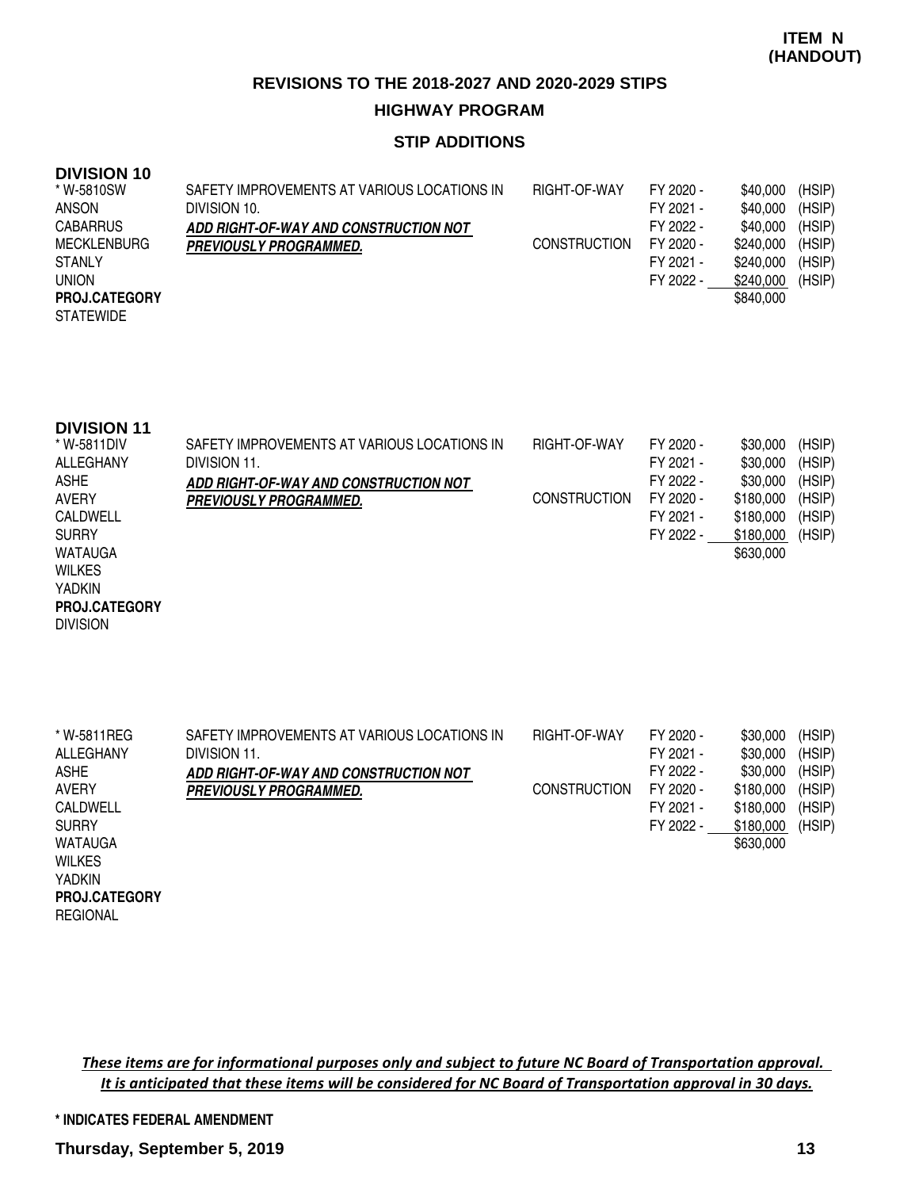**ITEM N (HANDOUT)**

## REVISIONS TO THE 2018-2027 AND 2020-2029 STIPS

### HIGHWAY PROGRAM

### STIP ADDITIONS

**DIVISION 10**

| Project / Counties | Description | Phase | Fiscal Year | Amount | Source |
|---|---|---|---|---|---|
| * W-5810SW | SAFETY IMPROVEMENTS AT VARIOUS LOCATIONS IN | RIGHT-OF-WAY | FY 2020 - | $40,000 | (HSIP) |
| ANSON | DIVISION 10. | | FY 2021 - | $40,000 | (HSIP) |
| CABARRUS | ***ADD RIGHT-OF-WAY AND CONSTRUCTION NOT*** | | FY 2022 - | $40,000 | (HSIP) |
| MECKLENBURG | ***PREVIOUSLY PROGRAMMED.*** | CONSTRUCTION | FY 2020 - | $240,000 | (HSIP) |
| STANLY | | | FY 2021 - | $240,000 | (HSIP) |
| UNION | | | FY 2022 - | $240,000 | (HSIP) |
| **PROJ.CATEGORY** | | | | $840,000 | |
| STATEWIDE | | | | | |

**DIVISION 11**

| Project / Counties | Description | Phase | Fiscal Year | Amount | Source |
|---|---|---|---|---|---|
| * W-5811DIV | SAFETY IMPROVEMENTS AT VARIOUS LOCATIONS IN | RIGHT-OF-WAY | FY 2020 - | $30,000 | (HSIP) |
| ALLEGHANY | DIVISION 11. | | FY 2021 - | $30,000 | (HSIP) |
| ASHE | ***ADD RIGHT-OF-WAY AND CONSTRUCTION NOT*** | | FY 2022 - | $30,000 | (HSIP) |
| AVERY | ***PREVIOUSLY PROGRAMMED.*** | CONSTRUCTION | FY 2020 - | $180,000 | (HSIP) |
| CALDWELL | | | FY 2021 - | $180,000 | (HSIP) |
| SURRY | | | FY 2022 - | $180,000 | (HSIP) |
| WATAUGA | | | | $630,000 | |
| WILKES | | | | | |
| YADKIN | | | | | |
| **PROJ.CATEGORY** | | | | | |
| DIVISION | | | | | |

| Project / Counties | Description | Phase | Fiscal Year | Amount | Source |
|---|---|---|---|---|---|
| * W-5811REG | SAFETY IMPROVEMENTS AT VARIOUS LOCATIONS IN | RIGHT-OF-WAY | FY 2020 - | $30,000 | (HSIP) |
| ALLEGHANY | DIVISION 11. | | FY 2021 - | $30,000 | (HSIP) |
| ASHE | ***ADD RIGHT-OF-WAY AND CONSTRUCTION NOT*** | | FY 2022 - | $30,000 | (HSIP) |
| AVERY | ***PREVIOUSLY PROGRAMMED.*** | CONSTRUCTION | FY 2020 - | $180,000 | (HSIP) |
| CALDWELL | | | FY 2021 - | $180,000 | (HSIP) |
| SURRY | | | FY 2022 - | $180,000 | (HSIP) |
| WATAUGA | | | | $630,000 | |
| WILKES | | | | | |
| YADKIN | | | | | |
| **PROJ.CATEGORY** | | | | | |
| REGIONAL | | | | | |

*These items are for informational purposes only and subject to future NC Board of Transportation approval. It is anticipated that these items will be considered for NC Board of Transportation approval in 30 days.*

**\* INDICATES FEDERAL AMENDMENT**

**Thursday, September 5, 2019**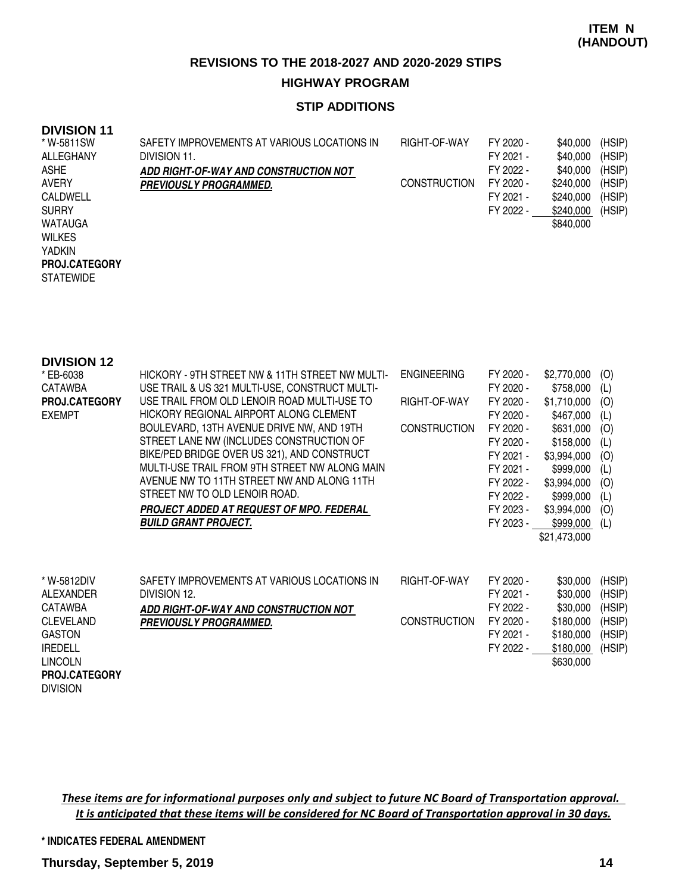**ITEM N (HANDOUT)**

## REVISIONS TO THE 2018-2027 AND 2020-2029 STIPS

### HIGHWAY PROGRAM

### STIP ADDITIONS

**DIVISION 11**

| Project / Counties | Description | Phase | Fiscal Year | Amount | Source |
|---|---|---|---|---|---|
| * W-5811SW<br>ALLEGHANY<br>ASHE<br>AVERY<br>CALDWELL<br>SURRY<br>WATAUGA<br>WILKES<br>YADKIN<br>**PROJ.CATEGORY**<br>STATEWIDE | SAFETY IMPROVEMENTS AT VARIOUS LOCATIONS IN DIVISION 11.<br>***ADD RIGHT-OF-WAY AND CONSTRUCTION NOT PREVIOUSLY PROGRAMMED.*** | RIGHT-OF-WAY | FY 2020 - | $40,000 | (HSIP) |
| | | | FY 2021 - | $40,000 | (HSIP) |
| | | | FY 2022 - | $40,000 | (HSIP) |
| | | CONSTRUCTION | FY 2020 - | $240,000 | (HSIP) |
| | | | FY 2021 - | $240,000 | (HSIP) |
| | | | FY 2022 - | $240,000 | (HSIP) |
| | | | | $840,000 | |

**DIVISION 12**

| Project / Counties | Description | Phase | Fiscal Year | Amount | Source |
|---|---|---|---|---|---|
| * EB-6038<br>CATAWBA<br>**PROJ.CATEGORY**<br>EXEMPT | HICKORY - 9TH STREET NW & 11TH STREET NW MULTI-USE TRAIL & US 321 MULTI-USE, CONSTRUCT MULTI-USE TRAIL FROM OLD LENOIR ROAD MULTI-USE TO HICKORY REGIONAL AIRPORT ALONG CLEMENT BOULEVARD, 13TH AVENUE DRIVE NW, AND 19TH STREET LANE NW (INCLUDES CONSTRUCTION OF BIKE/PED BRIDGE OVER US 321), AND CONSTRUCT MULTI-USE TRAIL FROM 9TH STREET NW ALONG MAIN AVENUE NW TO 11TH STREET NW AND ALONG 11TH STREET NW TO OLD LENOIR ROAD.<br>***PROJECT ADDED AT REQUEST OF MPO. FEDERAL BUILD GRANT PROJECT.*** | ENGINEERING | FY 2020 - | $2,770,000 | (O) |
| | | | FY 2020 - | $758,000 | (L) |
| | | RIGHT-OF-WAY | FY 2020 - | $1,710,000 | (O) |
| | | | FY 2020 - | $467,000 | (L) |
| | | CONSTRUCTION | FY 2020 - | $631,000 | (O) |
| | | | FY 2020 - | $158,000 | (L) |
| | | | FY 2021 - | $3,994,000 | (O) |
| | | | FY 2021 - | $999,000 | (L) |
| | | | FY 2022 - | $3,994,000 | (O) |
| | | | FY 2022 - | $999,000 | (L) |
| | | | FY 2023 - | $3,994,000 | (O) |
| | | | FY 2023 - | $999,000 | (L) |
| | | | | $21,473,000 | |
| * W-5812DIV<br>ALEXANDER<br>CATAWBA<br>CLEVELAND<br>GASTON<br>IREDELL<br>LINCOLN<br>**PROJ.CATEGORY**<br>DIVISION | SAFETY IMPROVEMENTS AT VARIOUS LOCATIONS IN DIVISION 12.<br>***ADD RIGHT-OF-WAY AND CONSTRUCTION NOT PREVIOUSLY PROGRAMMED.*** | RIGHT-OF-WAY | FY 2020 - | $30,000 | (HSIP) |
| | | | FY 2021 - | $30,000 | (HSIP) |
| | | | FY 2022 - | $30,000 | (HSIP) |
| | | CONSTRUCTION | FY 2020 - | $180,000 | (HSIP) |
| | | | FY 2021 - | $180,000 | (HSIP) |
| | | | FY 2022 - | $180,000 | (HSIP) |
| | | | | $630,000 | |

***These items are for informational purposes only and subject to future NC Board of Transportation approval. It is anticipated that these items will be considered for NC Board of Transportation approval in 30 days.***

**\* INDICATES FEDERAL AMENDMENT**

**Thursday, September 5, 2019**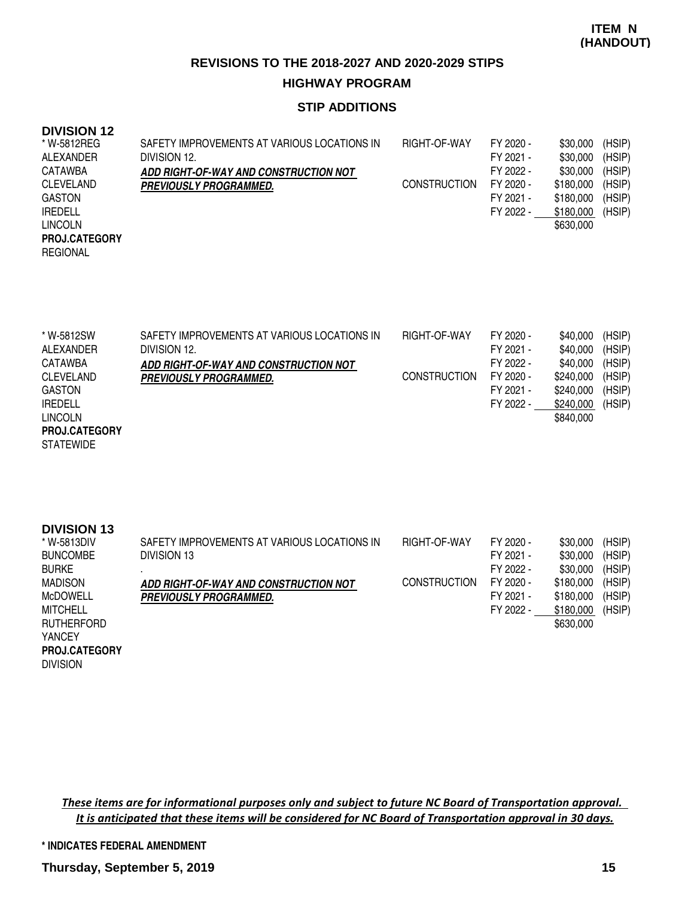**ITEM N (HANDOUT)**

# REVISIONS TO THE 2018-2027 AND 2020-2029 STIPS

## HIGHWAY PROGRAM

### STIP ADDITIONS

**DIVISION 12**

| Project / Counties | Description | Phase | Fiscal Year | Amount | Funding |
|---|---|---|---|---|---|
| * W-5812REG<br>ALEXANDER<br>CATAWBA<br>CLEVELAND<br>GASTON<br>IREDELL<br>LINCOLN<br>**PROJ.CATEGORY**<br>REGIONAL | SAFETY IMPROVEMENTS AT VARIOUS LOCATIONS IN DIVISION 12.<br>***ADD RIGHT-OF-WAY AND CONSTRUCTION NOT PREVIOUSLY PROGRAMMED.*** | RIGHT-OF-WAY | FY 2020 - | $30,000 | (HSIP) |
| | | | FY 2021 - | $30,000 | (HSIP) |
| | | | FY 2022 - | $30,000 | (HSIP) |
| | | CONSTRUCTION | FY 2020 - | $180,000 | (HSIP) |
| | | | FY 2021 - | $180,000 | (HSIP) |
| | | | FY 2022 - | $180,000 | (HSIP) |
| | | | | $630,000 | |

| Project / Counties | Description | Phase | Fiscal Year | Amount | Funding |
|---|---|---|---|---|---|
| * W-5812SW<br>ALEXANDER<br>CATAWBA<br>CLEVELAND<br>GASTON<br>IREDELL<br>LINCOLN<br>**PROJ.CATEGORY**<br>STATEWIDE | SAFETY IMPROVEMENTS AT VARIOUS LOCATIONS IN DIVISION 12.<br>***ADD RIGHT-OF-WAY AND CONSTRUCTION NOT PREVIOUSLY PROGRAMMED.*** | RIGHT-OF-WAY | FY 2020 - | $40,000 | (HSIP) |
| | | | FY 2021 - | $40,000 | (HSIP) |
| | | | FY 2022 - | $40,000 | (HSIP) |
| | | CONSTRUCTION | FY 2020 - | $240,000 | (HSIP) |
| | | | FY 2021 - | $240,000 | (HSIP) |
| | | | FY 2022 - | $240,000 | (HSIP) |
| | | | | $840,000 | |

**DIVISION 13**

| Project / Counties | Description | Phase | Fiscal Year | Amount | Funding |
|---|---|---|---|---|---|
| * W-5813DIV<br>BUNCOMBE<br>BURKE<br>MADISON<br>McDOWELL<br>MITCHELL<br>RUTHERFORD<br>YANCEY<br>**PROJ.CATEGORY**<br>DIVISION | SAFETY IMPROVEMENTS AT VARIOUS LOCATIONS IN DIVISION 13<br>.<br>***ADD RIGHT-OF-WAY AND CONSTRUCTION NOT PREVIOUSLY PROGRAMMED.*** | RIGHT-OF-WAY | FY 2020 - | $30,000 | (HSIP) |
| | | | FY 2021 - | $30,000 | (HSIP) |
| | | | FY 2022 - | $30,000 | (HSIP) |
| | | CONSTRUCTION | FY 2020 - | $180,000 | (HSIP) |
| | | | FY 2021 - | $180,000 | (HSIP) |
| | | | FY 2022 - | $180,000 | (HSIP) |
| | | | | $630,000 | |

*These items are for informational purposes only and subject to future NC Board of Transportation approval. It is anticipated that these items will be considered for NC Board of Transportation approval in 30 days.*

**\* INDICATES FEDERAL AMENDMENT**

**Thursday, September 5, 2019**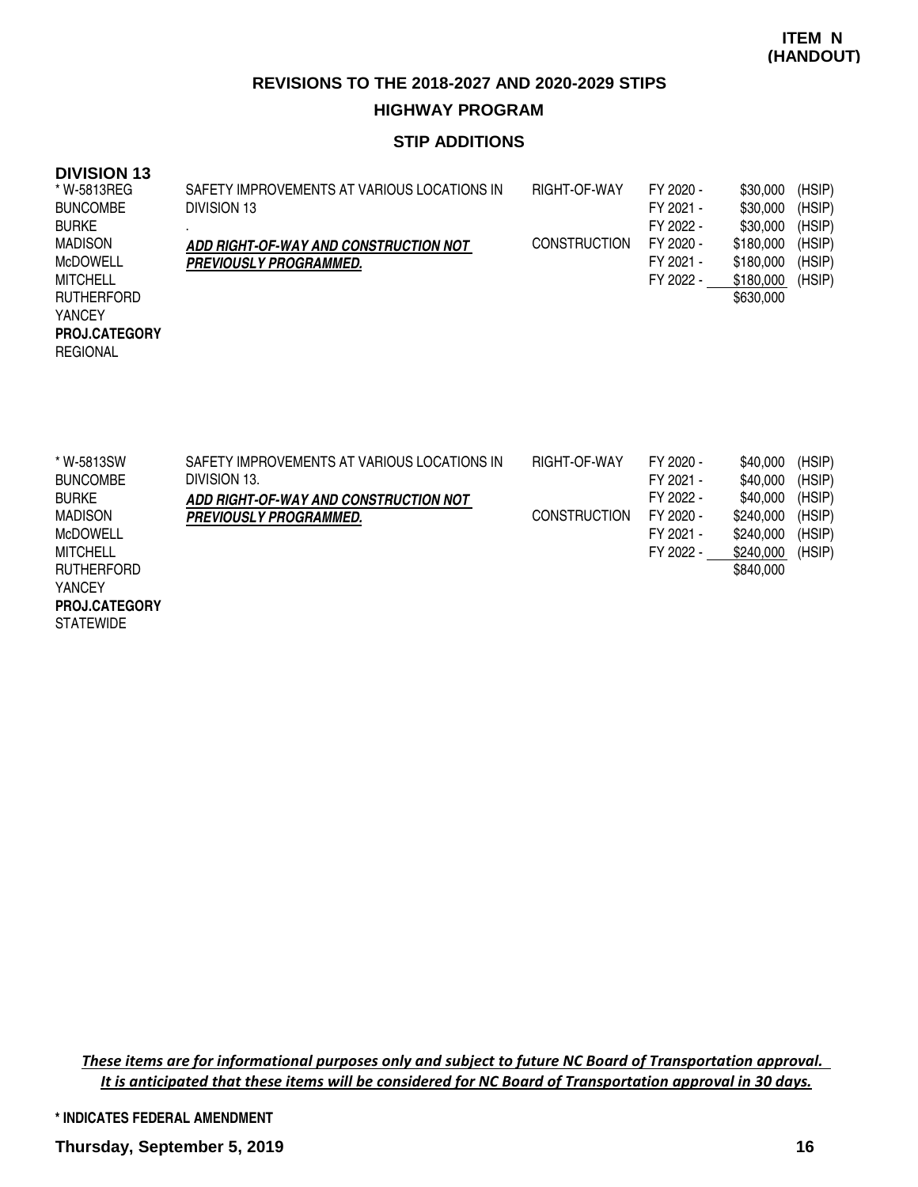**ITEM N (HANDOUT)**

## REVISIONS TO THE 2018-2027 AND 2020-2029 STIPS

### HIGHWAY PROGRAM

### STIP ADDITIONS

**DIVISION 13**

| Project / Counties | Description | Phase | FY | Amount | Fund |
|---|---|---|---|---|---|
| * W-5813REG<br>BUNCOMBE<br>BURKE<br>MADISON<br>McDOWELL<br>MITCHELL<br>RUTHERFORD<br>YANCEY<br>**PROJ.CATEGORY**<br>REGIONAL | SAFETY IMPROVEMENTS AT VARIOUS LOCATIONS IN DIVISION 13<br>.<br>***ADD RIGHT-OF-WAY AND CONSTRUCTION NOT PREVIOUSLY PROGRAMMED.*** | RIGHT-OF-WAY | FY 2020 - | $30,000 | (HSIP) |
| | | | FY 2021 - | $30,000 | (HSIP) |
| | | | FY 2022 - | $30,000 | (HSIP) |
| | | CONSTRUCTION | FY 2020 - | $180,000 | (HSIP) |
| | | | FY 2021 - | $180,000 | (HSIP) |
| | | | FY 2022 - | $180,000 | (HSIP) |
| | | | | $630,000 | |
| * W-5813SW<br>BUNCOMBE<br>BURKE<br>MADISON<br>McDOWELL<br>MITCHELL<br>RUTHERFORD<br>YANCEY<br>**PROJ.CATEGORY**<br>STATEWIDE | SAFETY IMPROVEMENTS AT VARIOUS LOCATIONS IN DIVISION 13.<br>***ADD RIGHT-OF-WAY AND CONSTRUCTION NOT PREVIOUSLY PROGRAMMED.*** | RIGHT-OF-WAY | FY 2020 - | $40,000 | (HSIP) |
| | | | FY 2021 - | $40,000 | (HSIP) |
| | | | FY 2022 - | $40,000 | (HSIP) |
| | | CONSTRUCTION | FY 2020 - | $240,000 | (HSIP) |
| | | | FY 2021 - | $240,000 | (HSIP) |
| | | | FY 2022 - | $240,000 | (HSIP) |
| | | | | $840,000 | |

*These items are for informational purposes only and subject to future NC Board of Transportation approval. It is anticipated that these items will be considered for NC Board of Transportation approval in 30 days.*

**\* INDICATES FEDERAL AMENDMENT**

**Thursday, September 5, 2019**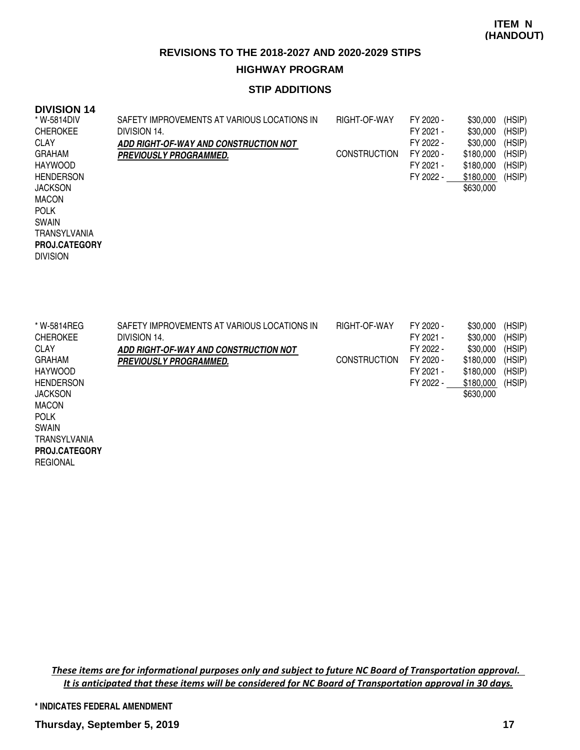**ITEM N (HANDOUT)**

## REVISIONS TO THE 2018-2027 AND 2020-2029 STIPS

### HIGHWAY PROGRAM

### STIP ADDITIONS

**DIVISION 14**

| Project | Description | Phase | Fiscal Year | Amount | Source |
|---|---|---|---|---|---|
| * W-5814DIV | SAFETY IMPROVEMENTS AT VARIOUS LOCATIONS IN DIVISION 14. | RIGHT-OF-WAY | FY 2020 - | $30,000 | (HSIP) |
| CHEROKEE | ***ADD RIGHT-OF-WAY AND CONSTRUCTION NOT PREVIOUSLY PROGRAMMED.*** | | FY 2021 - | $30,000 | (HSIP) |
| CLAY | | | FY 2022 - | $30,000 | (HSIP) |
| GRAHAM | | CONSTRUCTION | FY 2020 - | $180,000 | (HSIP) |
| HAYWOOD | | | FY 2021 - | $180,000 | (HSIP) |
| HENDERSON | | | FY 2022 - | $180,000 | (HSIP) |
| JACKSON | | | | $630,000 | |
| MACON | | | | | |
| POLK | | | | | |
| SWAIN | | | | | |
| TRANSYLVANIA | | | | | |
| **PROJ.CATEGORY** | | | | | |
| DIVISION | | | | | |

| Project | Description | Phase | Fiscal Year | Amount | Source |
|---|---|---|---|---|---|
| * W-5814REG | SAFETY IMPROVEMENTS AT VARIOUS LOCATIONS IN DIVISION 14. | RIGHT-OF-WAY | FY 2020 - | $30,000 | (HSIP) |
| CHEROKEE | ***ADD RIGHT-OF-WAY AND CONSTRUCTION NOT PREVIOUSLY PROGRAMMED.*** | | FY 2021 - | $30,000 | (HSIP) |
| CLAY | | | FY 2022 - | $30,000 | (HSIP) |
| GRAHAM | | CONSTRUCTION | FY 2020 - | $180,000 | (HSIP) |
| HAYWOOD | | | FY 2021 - | $180,000 | (HSIP) |
| HENDERSON | | | FY 2022 - | $180,000 | (HSIP) |
| JACKSON | | | | $630,000 | |
| MACON | | | | | |
| POLK | | | | | |
| SWAIN | | | | | |
| TRANSYLVANIA | | | | | |
| **PROJ.CATEGORY** | | | | | |
| REGIONAL | | | | | |

*These items are for informational purposes only and subject to future NC Board of Transportation approval. It is anticipated that these items will be considered for NC Board of Transportation approval in 30 days.*

**\* INDICATES FEDERAL AMENDMENT**

**Thursday, September 5, 2019**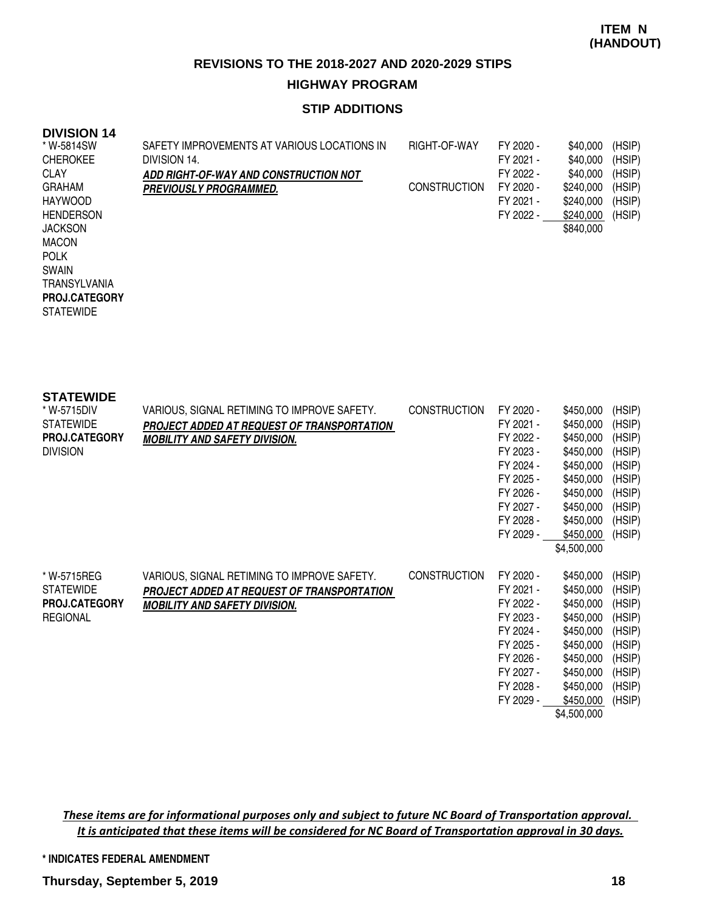**ITEM N (HANDOUT)**

## REVISIONS TO THE 2018-2027 AND 2020-2029 STIPS

### HIGHWAY PROGRAM

### STIP ADDITIONS

#### DIVISION 14

| | | | | | |
|---|---|---|---|---|---|
| * W-5814SW<br>CHEROKEE<br>CLAY<br>GRAHAM<br>HAYWOOD<br>HENDERSON<br>JACKSON<br>MACON<br>POLK<br>SWAIN<br>TRANSYLVANIA<br>**PROJ.CATEGORY**<br>STATEWIDE | SAFETY IMPROVEMENTS AT VARIOUS LOCATIONS IN DIVISION 14.<br>***ADD RIGHT-OF-WAY AND CONSTRUCTION NOT PREVIOUSLY PROGRAMMED.*** | RIGHT-OF-WAY | FY 2020 - | $40,000 | (HSIP) |
| | | | FY 2021 - | $40,000 | (HSIP) |
| | | | FY 2022 - | $40,000 | (HSIP) |
| | | CONSTRUCTION | FY 2020 - | $240,000 | (HSIP) |
| | | | FY 2021 - | $240,000 | (HSIP) |
| | | | FY 2022 - | $240,000 | (HSIP) |
| | | | | $840,000 | |

#### STATEWIDE

| | | | | | |
|---|---|---|---|---|---|
| * W-5715DIV<br>STATEWIDE<br>**PROJ.CATEGORY**<br>DIVISION | VARIOUS, SIGNAL RETIMING TO IMPROVE SAFETY.<br>***PROJECT ADDED AT REQUEST OF TRANSPORTATION MOBILITY AND SAFETY DIVISION.*** | CONSTRUCTION | FY 2020 - | $450,000 | (HSIP) |
| | | | FY 2021 - | $450,000 | (HSIP) |
| | | | FY 2022 - | $450,000 | (HSIP) |
| | | | FY 2023 - | $450,000 | (HSIP) |
| | | | FY 2024 - | $450,000 | (HSIP) |
| | | | FY 2025 - | $450,000 | (HSIP) |
| | | | FY 2026 - | $450,000 | (HSIP) |
| | | | FY 2027 - | $450,000 | (HSIP) |
| | | | FY 2028 - | $450,000 | (HSIP) |
| | | | FY 2029 - | $450,000 | (HSIP) |
| | | | | $4,500,000 | |
| * W-5715REG<br>STATEWIDE<br>**PROJ.CATEGORY**<br>REGIONAL | VARIOUS, SIGNAL RETIMING TO IMPROVE SAFETY.<br>***PROJECT ADDED AT REQUEST OF TRANSPORTATION MOBILITY AND SAFETY DIVISION.*** | CONSTRUCTION | FY 2020 - | $450,000 | (HSIP) |
| | | | FY 2021 - | $450,000 | (HSIP) |
| | | | FY 2022 - | $450,000 | (HSIP) |
| | | | FY 2023 - | $450,000 | (HSIP) |
| | | | FY 2024 - | $450,000 | (HSIP) |
| | | | FY 2025 - | $450,000 | (HSIP) |
| | | | FY 2026 - | $450,000 | (HSIP) |
| | | | FY 2027 - | $450,000 | (HSIP) |
| | | | FY 2028 - | $450,000 | (HSIP) |
| | | | FY 2029 - | $450,000 | (HSIP) |
| | | | | $4,500,000 | |

*These items are for informational purposes only and subject to future NC Board of Transportation approval. It is anticipated that these items will be considered for NC Board of Transportation approval in 30 days.*

**\* INDICATES FEDERAL AMENDMENT**

**Thursday, September 5, 2019**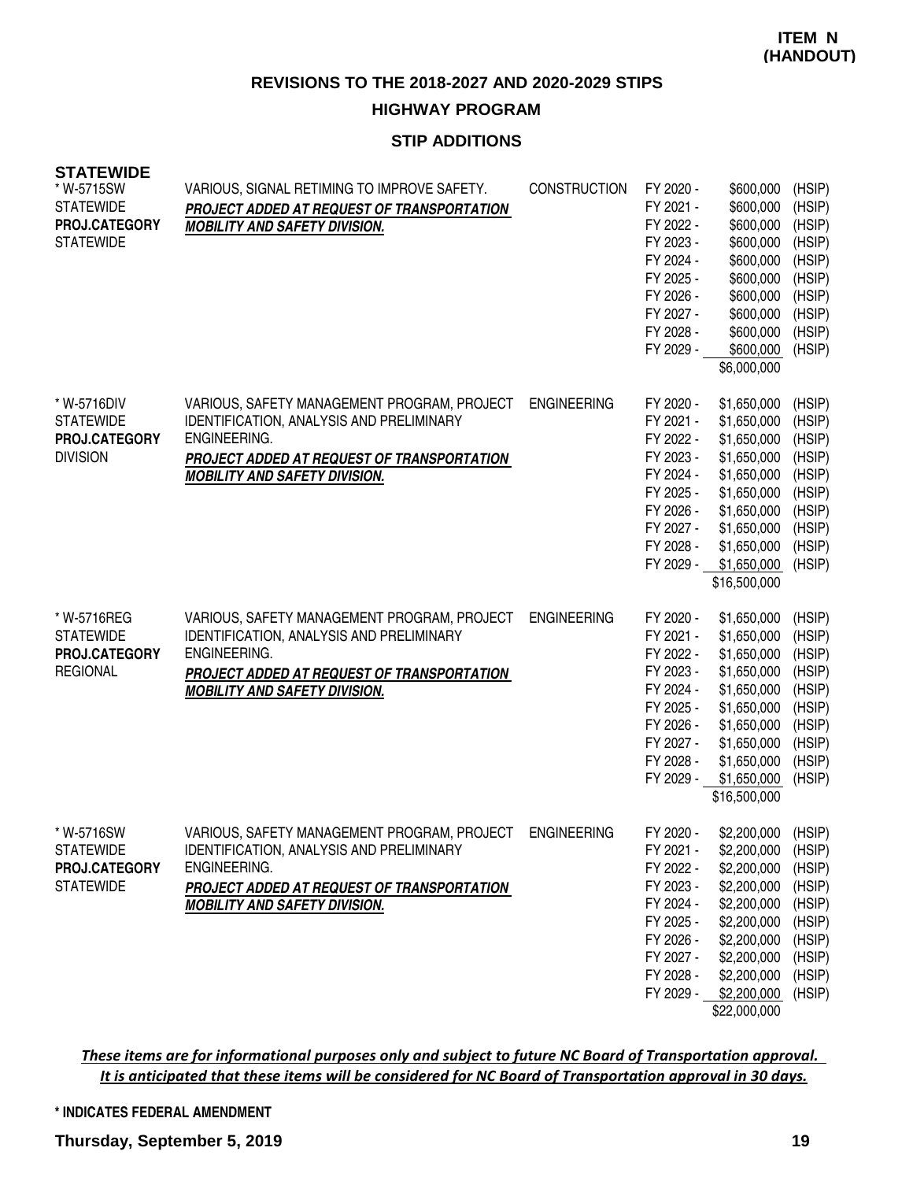**ITEM N (HANDOUT)**

## REVISIONS TO THE 2018-2027 AND 2020-2029 STIPS

### HIGHWAY PROGRAM

### STIP ADDITIONS

**STATEWIDE**

| Project | Description | Work Type | Fiscal Year | Amount | Fund |
|---|---|---|---|---|---|
| * W-5715SW<br>STATEWIDE<br>**PROJ.CATEGORY**<br>STATEWIDE | VARIOUS, SIGNAL RETIMING TO IMPROVE SAFETY.<br>***PROJECT ADDED AT REQUEST OF TRANSPORTATION MOBILITY AND SAFETY DIVISION.*** | CONSTRUCTION | FY 2020 - | $600,000 | (HSIP) |
| | | | FY 2021 - | $600,000 | (HSIP) |
| | | | FY 2022 - | $600,000 | (HSIP) |
| | | | FY 2023 - | $600,000 | (HSIP) |
| | | | FY 2024 - | $600,000 | (HSIP) |
| | | | FY 2025 - | $600,000 | (HSIP) |
| | | | FY 2026 - | $600,000 | (HSIP) |
| | | | FY 2027 - | $600,000 | (HSIP) |
| | | | FY 2028 - | $600,000 | (HSIP) |
| | | | FY 2029 - | $600,000 | (HSIP) |
| | | | | $6,000,000 | |
| * W-5716DIV<br>STATEWIDE<br>**PROJ.CATEGORY**<br>DIVISION | VARIOUS, SAFETY MANAGEMENT PROGRAM, PROJECT IDENTIFICATION, ANALYSIS AND PRELIMINARY ENGINEERING.<br>***PROJECT ADDED AT REQUEST OF TRANSPORTATION MOBILITY AND SAFETY DIVISION.*** | ENGINEERING | FY 2020 - | $1,650,000 | (HSIP) |
| | | | FY 2021 - | $1,650,000 | (HSIP) |
| | | | FY 2022 - | $1,650,000 | (HSIP) |
| | | | FY 2023 - | $1,650,000 | (HSIP) |
| | | | FY 2024 - | $1,650,000 | (HSIP) |
| | | | FY 2025 - | $1,650,000 | (HSIP) |
| | | | FY 2026 - | $1,650,000 | (HSIP) |
| | | | FY 2027 - | $1,650,000 | (HSIP) |
| | | | FY 2028 - | $1,650,000 | (HSIP) |
| | | | FY 2029 - | $1,650,000 | (HSIP) |
| | | | | $16,500,000 | |
| * W-5716REG<br>STATEWIDE<br>**PROJ.CATEGORY**<br>REGIONAL | VARIOUS, SAFETY MANAGEMENT PROGRAM, PROJECT IDENTIFICATION, ANALYSIS AND PRELIMINARY ENGINEERING.<br>***PROJECT ADDED AT REQUEST OF TRANSPORTATION MOBILITY AND SAFETY DIVISION.*** | ENGINEERING | FY 2020 - | $1,650,000 | (HSIP) |
| | | | FY 2021 - | $1,650,000 | (HSIP) |
| | | | FY 2022 - | $1,650,000 | (HSIP) |
| | | | FY 2023 - | $1,650,000 | (HSIP) |
| | | | FY 2024 - | $1,650,000 | (HSIP) |
| | | | FY 2025 - | $1,650,000 | (HSIP) |
| | | | FY 2026 - | $1,650,000 | (HSIP) |
| | | | FY 2027 - | $1,650,000 | (HSIP) |
| | | | FY 2028 - | $1,650,000 | (HSIP) |
| | | | FY 2029 - | $1,650,000 | (HSIP) |
| | | | | $16,500,000 | |
| * W-5716SW<br>STATEWIDE<br>**PROJ.CATEGORY**<br>STATEWIDE | VARIOUS, SAFETY MANAGEMENT PROGRAM, PROJECT IDENTIFICATION, ANALYSIS AND PRELIMINARY ENGINEERING.<br>***PROJECT ADDED AT REQUEST OF TRANSPORTATION MOBILITY AND SAFETY DIVISION.*** | ENGINEERING | FY 2020 - | $2,200,000 | (HSIP) |
| | | | FY 2021 - | $2,200,000 | (HSIP) |
| | | | FY 2022 - | $2,200,000 | (HSIP) |
| | | | FY 2023 - | $2,200,000 | (HSIP) |
| | | | FY 2024 - | $2,200,000 | (HSIP) |
| | | | FY 2025 - | $2,200,000 | (HSIP) |
| | | | FY 2026 - | $2,200,000 | (HSIP) |
| | | | FY 2027 - | $2,200,000 | (HSIP) |
| | | | FY 2028 - | $2,200,000 | (HSIP) |
| | | | FY 2029 - | $2,200,000 | (HSIP) |
| | | | | $22,000,000 | |

*These items are for informational purposes only and subject to future NC Board of Transportation approval. It is anticipated that these items will be considered for NC Board of Transportation approval in 30 days.*

**\* INDICATES FEDERAL AMENDMENT**

**Thursday, September 5, 2019**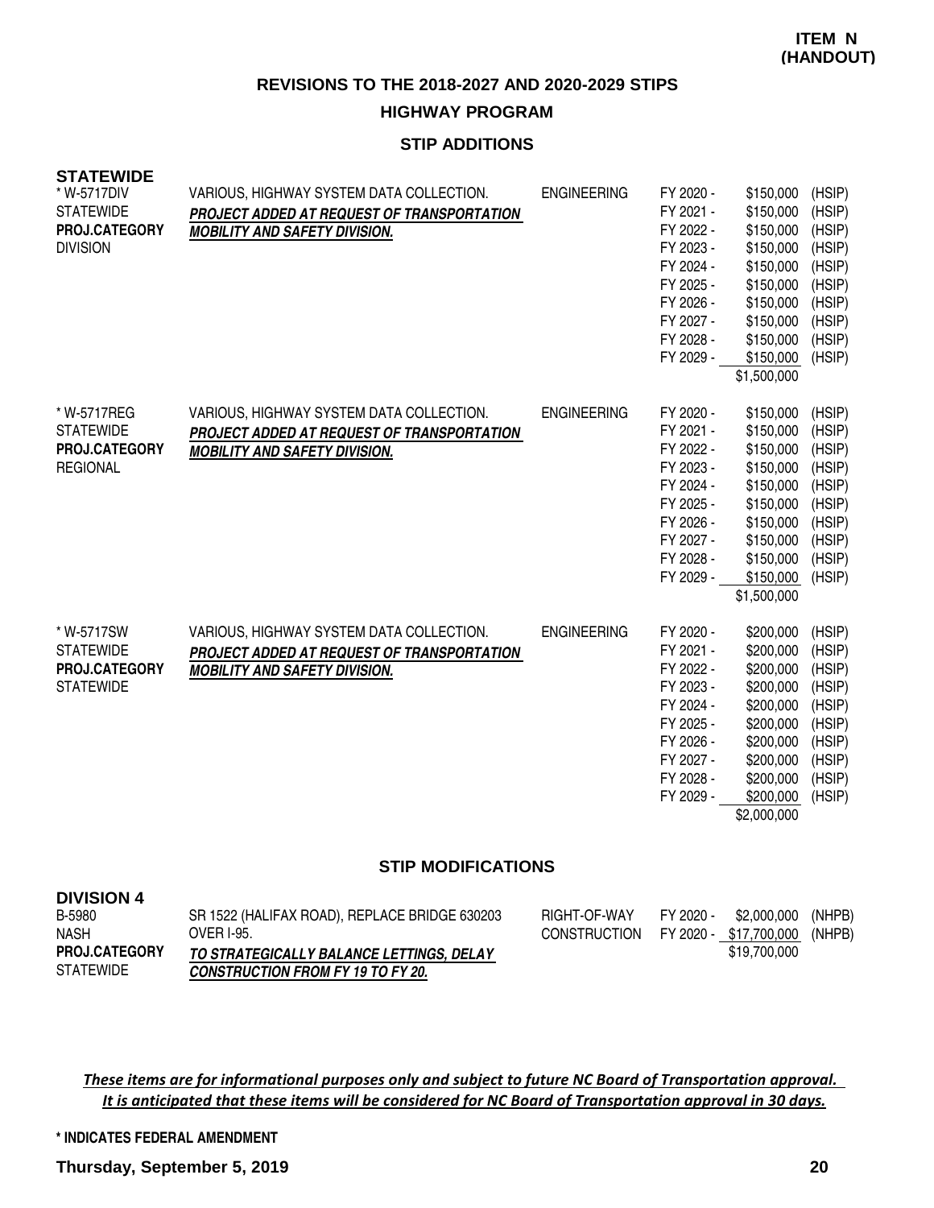**ITEM N (HANDOUT)**

## REVISIONS TO THE 2018-2027 AND 2020-2029 STIPS

### HIGHWAY PROGRAM

### STIP ADDITIONS

**STATEWIDE**

| Project | Description | Category | Fiscal Year | Amount | Fund |
|---|---|---|---|---|---|
| * W-5717DIV<br>STATEWIDE<br>**PROJ.CATEGORY**<br>DIVISION | VARIOUS, HIGHWAY SYSTEM DATA COLLECTION.<br>***PROJECT ADDED AT REQUEST OF TRANSPORTATION MOBILITY AND SAFETY DIVISION.*** | ENGINEERING | FY 2020 - | $150,000 | (HSIP) |
| | | | FY 2021 - | $150,000 | (HSIP) |
| | | | FY 2022 - | $150,000 | (HSIP) |
| | | | FY 2023 - | $150,000 | (HSIP) |
| | | | FY 2024 - | $150,000 | (HSIP) |
| | | | FY 2025 - | $150,000 | (HSIP) |
| | | | FY 2026 - | $150,000 | (HSIP) |
| | | | FY 2027 - | $150,000 | (HSIP) |
| | | | FY 2028 - | $150,000 | (HSIP) |
| | | | FY 2029 - | $150,000 | (HSIP) |
| | | | | $1,500,000 | |
| * W-5717REG<br>STATEWIDE<br>**PROJ.CATEGORY**<br>REGIONAL | VARIOUS, HIGHWAY SYSTEM DATA COLLECTION.<br>***PROJECT ADDED AT REQUEST OF TRANSPORTATION MOBILITY AND SAFETY DIVISION.*** | ENGINEERING | FY 2020 - | $150,000 | (HSIP) |
| | | | FY 2021 - | $150,000 | (HSIP) |
| | | | FY 2022 - | $150,000 | (HSIP) |
| | | | FY 2023 - | $150,000 | (HSIP) |
| | | | FY 2024 - | $150,000 | (HSIP) |
| | | | FY 2025 - | $150,000 | (HSIP) |
| | | | FY 2026 - | $150,000 | (HSIP) |
| | | | FY 2027 - | $150,000 | (HSIP) |
| | | | FY 2028 - | $150,000 | (HSIP) |
| | | | FY 2029 - | $150,000 | (HSIP) |
| | | | | $1,500,000 | |
| * W-5717SW<br>STATEWIDE<br>**PROJ.CATEGORY**<br>STATEWIDE | VARIOUS, HIGHWAY SYSTEM DATA COLLECTION.<br>***PROJECT ADDED AT REQUEST OF TRANSPORTATION MOBILITY AND SAFETY DIVISION.*** | ENGINEERING | FY 2020 - | $200,000 | (HSIP) |
| | | | FY 2021 - | $200,000 | (HSIP) |
| | | | FY 2022 - | $200,000 | (HSIP) |
| | | | FY 2023 - | $200,000 | (HSIP) |
| | | | FY 2024 - | $200,000 | (HSIP) |
| | | | FY 2025 - | $200,000 | (HSIP) |
| | | | FY 2026 - | $200,000 | (HSIP) |
| | | | FY 2027 - | $200,000 | (HSIP) |
| | | | FY 2028 - | $200,000 | (HSIP) |
| | | | FY 2029 - | $200,000 | (HSIP) |
| | | | | $2,000,000 | |

### STIP MODIFICATIONS

**DIVISION 4**

| Project | Description | Category | Fiscal Year | Amount | Fund |
|---|---|---|---|---|---|
| B-5980<br>NASH<br>**PROJ.CATEGORY**<br>STATEWIDE | SR 1522 (HALIFAX ROAD), REPLACE BRIDGE 630203 OVER I-95.<br>***TO STRATEGICALLY BALANCE LETTINGS, DELAY CONSTRUCTION FROM FY 19 TO FY 20.*** | RIGHT-OF-WAY | FY 2020 - | $2,000,000 | (NHPB) |
| | | CONSTRUCTION | FY 2020 - | $17,700,000 | (NHPB) |
| | | | | $19,700,000 | |

*These items are for informational purposes only and subject to future NC Board of Transportation approval. It is anticipated that these items will be considered for NC Board of Transportation approval in 30 days.*

**\* INDICATES FEDERAL AMENDMENT**

**Thursday, September 5, 2019**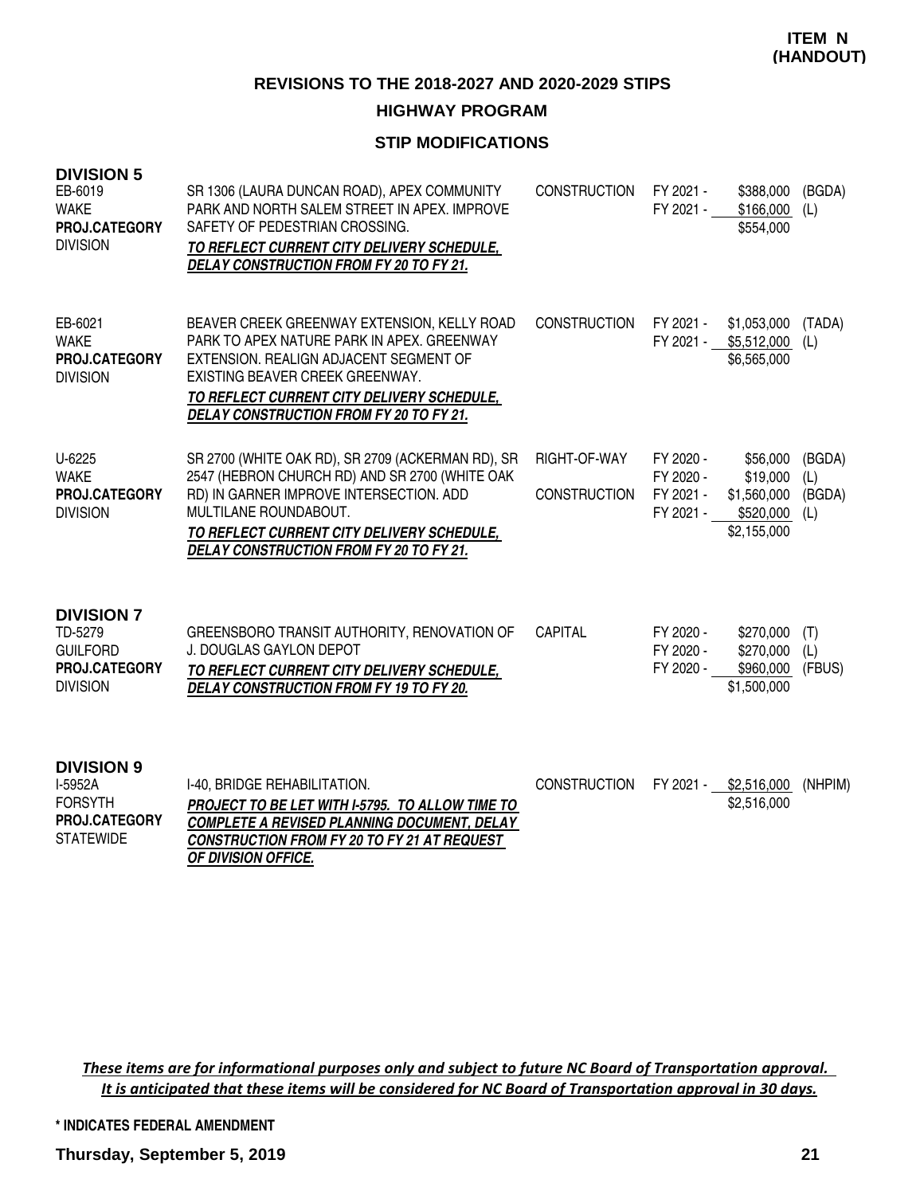**ITEM N (HANDOUT)**

## REVISIONS TO THE 2018-2027 AND 2020-2029 STIPS

## HIGHWAY PROGRAM

### STIP MODIFICATIONS

### DIVISION 5

| Project | Description | Phase | Year | Amount | Funding |
|---|---|---|---|---|---|
| EB-6019<br>WAKE<br>**PROJ.CATEGORY**<br>DIVISION | SR 1306 (LAURA DUNCAN ROAD), APEX COMMUNITY PARK AND NORTH SALEM STREET IN APEX. IMPROVE SAFETY OF PEDESTRIAN CROSSING.<br>***TO REFLECT CURRENT CITY DELIVERY SCHEDULE, DELAY CONSTRUCTION FROM FY 20 TO FY 21.*** | CONSTRUCTION | FY 2021 -<br>FY 2021 - | $388,000<br>$166,000<br>$554,000 | (BGDA)<br>(L) |
| EB-6021<br>WAKE<br>**PROJ.CATEGORY**<br>DIVISION | BEAVER CREEK GREENWAY EXTENSION, KELLY ROAD PARK TO APEX NATURE PARK IN APEX. GREENWAY EXTENSION. REALIGN ADJACENT SEGMENT OF EXISTING BEAVER CREEK GREENWAY.<br>***TO REFLECT CURRENT CITY DELIVERY SCHEDULE, DELAY CONSTRUCTION FROM FY 20 TO FY 21.*** | CONSTRUCTION | FY 2021 -<br>FY 2021 - | $1,053,000<br>$5,512,000<br>$6,565,000 | (TADA)<br>(L) |
| U-6225<br>WAKE<br>**PROJ.CATEGORY**<br>DIVISION | SR 2700 (WHITE OAK RD), SR 2709 (ACKERMAN RD), SR 2547 (HEBRON CHURCH RD) AND SR 2700 (WHITE OAK RD) IN GARNER IMPROVE INTERSECTION. ADD MULTILANE ROUNDABOUT.<br>***TO REFLECT CURRENT CITY DELIVERY SCHEDULE, DELAY CONSTRUCTION FROM FY 20 TO FY 21.*** | RIGHT-OF-WAY<br><br>CONSTRUCTION | FY 2020 -<br>FY 2020 -<br>FY 2021 -<br>FY 2021 - | $56,000<br>$19,000<br>$1,560,000<br>$520,000<br>$2,155,000 | (BGDA)<br>(L)<br>(BGDA)<br>(L) |

### DIVISION 7

| Project | Description | Phase | Year | Amount | Funding |
|---|---|---|---|---|---|
| TD-5279<br>GUILFORD<br>**PROJ.CATEGORY**<br>DIVISION | GREENSBORO TRANSIT AUTHORITY, RENOVATION OF J. DOUGLAS GAYLON DEPOT<br>***TO REFLECT CURRENT CITY DELIVERY SCHEDULE, DELAY CONSTRUCTION FROM FY 19 TO FY 20.*** | CAPITAL | FY 2020 -<br>FY 2020 -<br>FY 2020 - | $270,000<br>$270,000<br>$960,000<br>$1,500,000 | (T)<br>(L)<br>(FBUS) |

### DIVISION 9

| Project | Description | Phase | Year | Amount | Funding |
|---|---|---|---|---|---|
| I-5952A<br>FORSYTH<br>**PROJ.CATEGORY**<br>STATEWIDE | I-40, BRIDGE REHABILITATION.<br>***PROJECT TO BE LET WITH I-5795. TO ALLOW TIME TO COMPLETE A REVISED PLANNING DOCUMENT, DELAY CONSTRUCTION FROM FY 20 TO FY 21 AT REQUEST OF DIVISION OFFICE.*** | CONSTRUCTION | FY 2021 - | $2,516,000<br>$2,516,000 | (NHPIM) |

*These items are for informational purposes only and subject to future NC Board of Transportation approval. It is anticipated that these items will be considered for NC Board of Transportation approval in 30 days.*

* INDICATES FEDERAL AMENDMENT

**Thursday, September 5, 2019**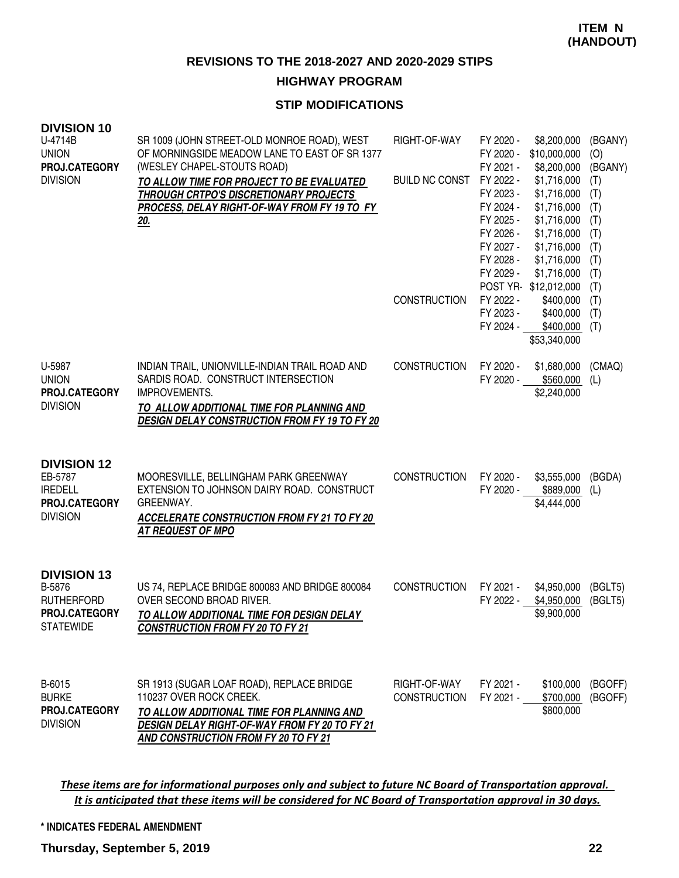**ITEM N (HANDOUT)**

## REVISIONS TO THE 2018-2027 AND 2020-2029 STIPS

### HIGHWAY PROGRAM

### STIP MODIFICATIONS

**DIVISION 10**

| Project | Description | Phase | Year | Amount | Fund |
|---|---|---|---|---|---|
| U-4714B<br>UNION<br>**PROJ.CATEGORY**<br>DIVISION | SR 1009 (JOHN STREET-OLD MONROE ROAD), WEST OF MORNINGSIDE MEADOW LANE TO EAST OF SR 1377 (WESLEY CHAPEL-STOUTS ROAD)<br>***TO ALLOW TIME FOR PROJECT TO BE EVALUATED THROUGH CRTPO'S DISCRETIONARY PROJECTS PROCESS, DELAY RIGHT-OF-WAY FROM FY 19 TO FY 20.*** | RIGHT-OF-WAY | FY 2020 - | $8,200,000 | (BGANY) |
| | | | FY 2020 - | $10,000,000 | (O) |
| | | | FY 2021 - | $8,200,000 | (BGANY) |
| | | BUILD NC CONST | FY 2022 - | $1,716,000 | (T) |
| | | | FY 2023 - | $1,716,000 | (T) |
| | | | FY 2024 - | $1,716,000 | (T) |
| | | | FY 2025 - | $1,716,000 | (T) |
| | | | FY 2026 - | $1,716,000 | (T) |
| | | | FY 2027 - | $1,716,000 | (T) |
| | | | FY 2028 - | $1,716,000 | (T) |
| | | | FY 2029 - | $1,716,000 | (T) |
| | | | POST YR- | $12,012,000 | (T) |
| | | CONSTRUCTION | FY 2022 - | $400,000 | (T) |
| | | | FY 2023 - | $400,000 | (T) |
| | | | FY 2024 - | $400,000 | (T) |
| | | | | $53,340,000 | |
| U-5987<br>UNION<br>**PROJ.CATEGORY**<br>DIVISION | INDIAN TRAIL, UNIONVILLE-INDIAN TRAIL ROAD AND SARDIS ROAD. CONSTRUCT INTERSECTION IMPROVEMENTS.<br>***TO ALLOW ADDITIONAL TIME FOR PLANNING AND DESIGN DELAY CONSTRUCTION FROM FY 19 TO FY 20*** | CONSTRUCTION | FY 2020 - | $1,680,000 | (CMAQ) |
| | | | FY 2020 - | $560,000 | (L) |
| | | | | $2,240,000 | |

**DIVISION 12**

| Project | Description | Phase | Year | Amount | Fund |
|---|---|---|---|---|---|
| EB-5787<br>IREDELL<br>**PROJ.CATEGORY**<br>DIVISION | MOORESVILLE, BELLINGHAM PARK GREENWAY EXTENSION TO JOHNSON DAIRY ROAD. CONSTRUCT GREENWAY.<br>***ACCELERATE CONSTRUCTION FROM FY 21 TO FY 20 AT REQUEST OF MPO*** | CONSTRUCTION | FY 2020 - | $3,555,000 | (BGDA) |
| | | | FY 2020 - | $889,000 | (L) |
| | | | | $4,444,000 | |

**DIVISION 13**

| Project | Description | Phase | Year | Amount | Fund |
|---|---|---|---|---|---|
| B-5876<br>RUTHERFORD<br>**PROJ.CATEGORY**<br>STATEWIDE | US 74, REPLACE BRIDGE 800083 AND BRIDGE 800084 OVER SECOND BROAD RIVER.<br>***TO ALLOW ADDITIONAL TIME FOR DESIGN DELAY CONSTRUCTION FROM FY 20 TO FY 21*** | CONSTRUCTION | FY 2021 - | $4,950,000 | (BGLT5) |
| | | | FY 2022 - | $4,950,000 | (BGLT5) |
| | | | | $9,900,000 | |
| B-6015<br>BURKE<br>**PROJ.CATEGORY**<br>DIVISION | SR 1913 (SUGAR LOAF ROAD), REPLACE BRIDGE 110237 OVER ROCK CREEK.<br>***TO ALLOW ADDITIONAL TIME FOR PLANNING AND DESIGN DELAY RIGHT-OF-WAY FROM FY 20 TO FY 21 AND CONSTRUCTION FROM FY 20 TO FY 21*** | RIGHT-OF-WAY | FY 2021 - | $100,000 | (BGOFF) |
| | | CONSTRUCTION | FY 2021 - | $700,000 | (BGOFF) |
| | | | | $800,000 | |

*These items are for informational purposes only and subject to future NC Board of Transportation approval. It is anticipated that these items will be considered for NC Board of Transportation approval in 30 days.*

**\* INDICATES FEDERAL AMENDMENT**

**Thursday, September 5, 2019**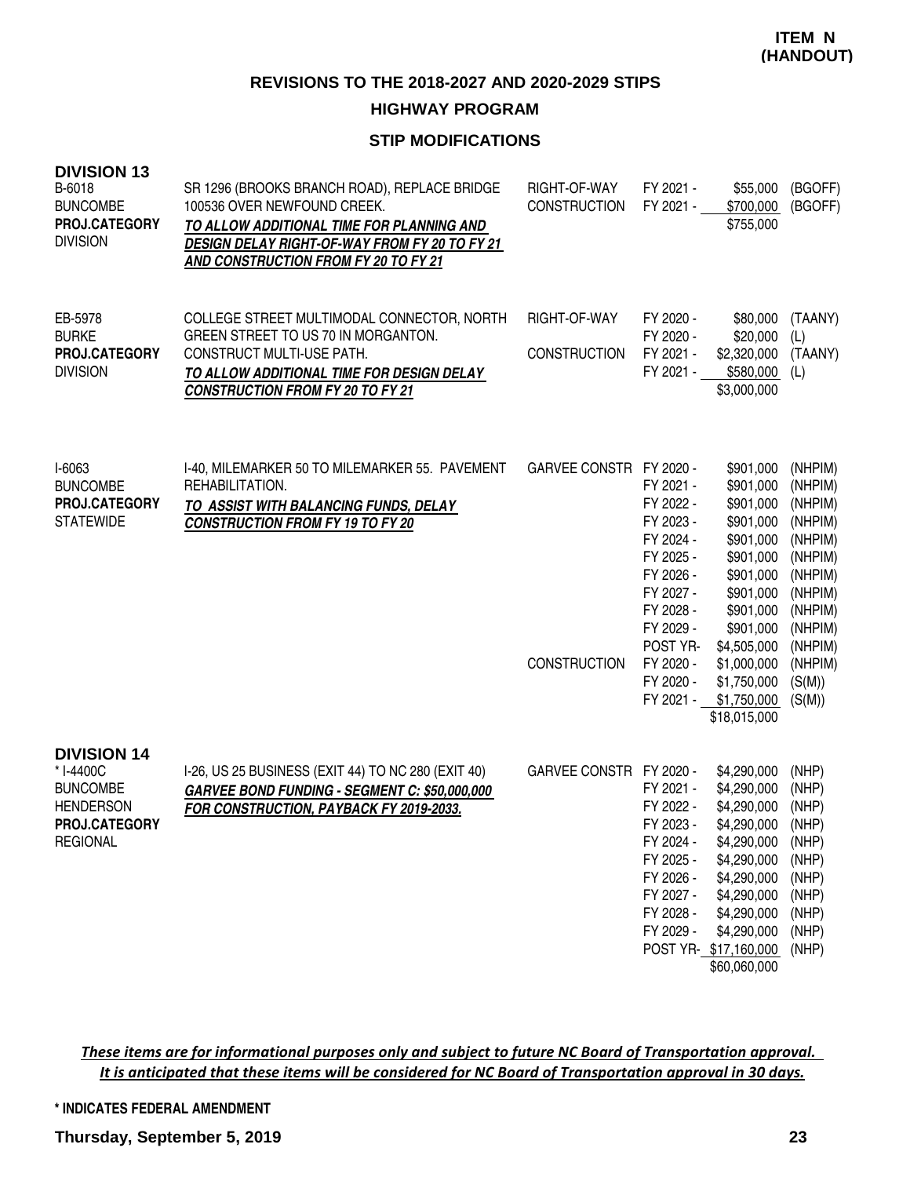**ITEM N (HANDOUT)**

## REVISIONS TO THE 2018-2027 AND 2020-2029 STIPS

### HIGHWAY PROGRAM

### STIP MODIFICATIONS

| Project | Description | Phase | Fiscal Year | Amount | Fund |
|---|---|---|---|---|---|
| **DIVISION 13** | | | | | |
| B-6018<br>BUNCOMBE<br>**PROJ.CATEGORY**<br>DIVISION | SR 1296 (BROOKS BRANCH ROAD), REPLACE BRIDGE 100536 OVER NEWFOUND CREEK.<br>***TO ALLOW ADDITIONAL TIME FOR PLANNING AND DESIGN DELAY RIGHT-OF-WAY FROM FY 20 TO FY 21 AND CONSTRUCTION FROM FY 20 TO FY 21*** | RIGHT-OF-WAY | FY 2021 - | $55,000 | (BGOFF) |
| | | CONSTRUCTION | FY 2021 - | $700,000 | (BGOFF) |
| | | | | $755,000 | |
| EB-5978<br>BURKE<br>**PROJ.CATEGORY**<br>DIVISION | COLLEGE STREET MULTIMODAL CONNECTOR, NORTH GREEN STREET TO US 70 IN MORGANTON. CONSTRUCT MULTI-USE PATH.<br>***TO ALLOW ADDITIONAL TIME FOR DESIGN DELAY CONSTRUCTION FROM FY 20 TO FY 21*** | RIGHT-OF-WAY | FY 2020 - | $80,000 | (TAANY) |
| | | | FY 2020 - | $20,000 | (L) |
| | | CONSTRUCTION | FY 2021 - | $2,320,000 | (TAANY) |
| | | | FY 2021 - | $580,000 | (L) |
| | | | | $3,000,000 | |
| I-6063<br>BUNCOMBE<br>**PROJ.CATEGORY**<br>STATEWIDE | I-40, MILEMARKER 50 TO MILEMARKER 55. PAVEMENT REHABILITATION.<br>***TO ASSIST WITH BALANCING FUNDS, DELAY CONSTRUCTION FROM FY 19 TO FY 20*** | GARVEE CONSTR | FY 2020 - | $901,000 | (NHPIM) |
| | | | FY 2021 - | $901,000 | (NHPIM) |
| | | | FY 2022 - | $901,000 | (NHPIM) |
| | | | FY 2023 - | $901,000 | (NHPIM) |
| | | | FY 2024 - | $901,000 | (NHPIM) |
| | | | FY 2025 - | $901,000 | (NHPIM) |
| | | | FY 2026 - | $901,000 | (NHPIM) |
| | | | FY 2027 - | $901,000 | (NHPIM) |
| | | | FY 2028 - | $901,000 | (NHPIM) |
| | | | FY 2029 - | $901,000 | (NHPIM) |
| | | | POST YR- | $4,505,000 | (NHPIM) |
| | | CONSTRUCTION | FY 2020 - | $1,000,000 | (NHPIM) |
| | | | FY 2020 - | $1,750,000 | (S(M)) |
| | | | FY 2021 - | $1,750,000 | (S(M)) |
| | | | | $18,015,000 | |
| **DIVISION 14** | | | | | |
| * I-4400C<br>BUNCOMBE<br>HENDERSON<br>**PROJ.CATEGORY**<br>REGIONAL | I-26, US 25 BUSINESS (EXIT 44) TO NC 280 (EXIT 40)<br>***GARVEE BOND FUNDING - SEGMENT C: $50,000,000 FOR CONSTRUCTION, PAYBACK FY 2019-2033.*** | GARVEE CONSTR | FY 2020 - | $4,290,000 | (NHP) |
| | | | FY 2021 - | $4,290,000 | (NHP) |
| | | | FY 2022 - | $4,290,000 | (NHP) |
| | | | FY 2023 - | $4,290,000 | (NHP) |
| | | | FY 2024 - | $4,290,000 | (NHP) |
| | | | FY 2025 - | $4,290,000 | (NHP) |
| | | | FY 2026 - | $4,290,000 | (NHP) |
| | | | FY 2027 - | $4,290,000 | (NHP) |
| | | | FY 2028 - | $4,290,000 | (NHP) |
| | | | FY 2029 - | $4,290,000 | (NHP) |
| | | | POST YR- | $17,160,000 | (NHP) |
| | | | | $60,060,000 | |

*These items are for informational purposes only and subject to future NC Board of Transportation approval. It is anticipated that these items will be considered for NC Board of Transportation approval in 30 days.*

**\* INDICATES FEDERAL AMENDMENT**

**Thursday, September 5, 2019**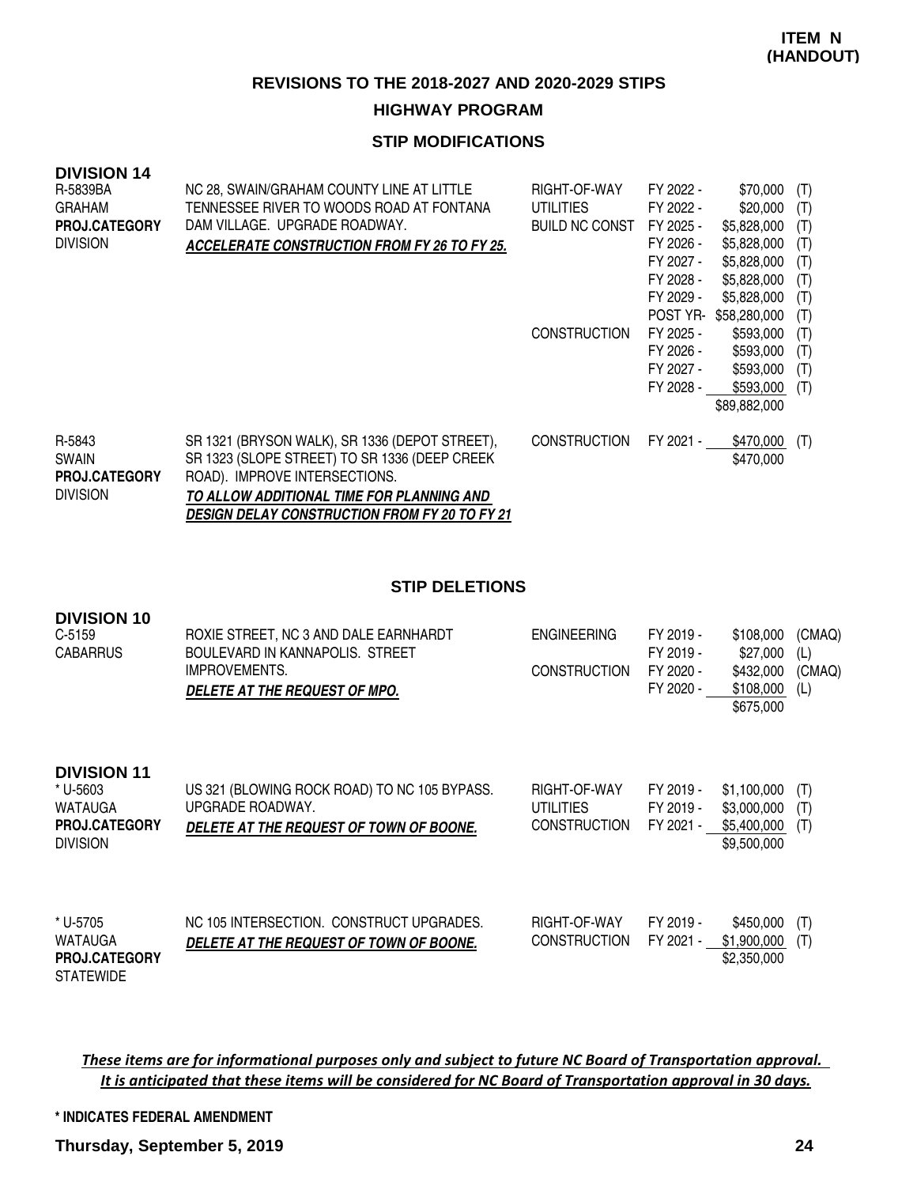**ITEM N (HANDOUT)**

## REVISIONS TO THE 2018-2027 AND 2020-2029 STIPS

## HIGHWAY PROGRAM

### STIP MODIFICATIONS

**DIVISION 14**

| Project | Description | Work Type | Fiscal Year | Amount | Fund |
|---|---|---|---|---|---|
| R-5839BA<br>GRAHAM<br>**PROJ.CATEGORY**<br>DIVISION | NC 28, SWAIN/GRAHAM COUNTY LINE AT LITTLE TENNESSEE RIVER TO WOODS ROAD AT FONTANA DAM VILLAGE. UPGRADE ROADWAY.<br>***ACCELERATE CONSTRUCTION FROM FY 26 TO FY 25.*** | RIGHT-OF-WAY | FY 2022 - | $70,000 | (T) |
| | | UTILITIES | FY 2022 - | $20,000 | (T) |
| | | BUILD NC CONST | FY 2025 - | $5,828,000 | (T) |
| | | | FY 2026 - | $5,828,000 | (T) |
| | | | FY 2027 - | $5,828,000 | (T) |
| | | | FY 2028 - | $5,828,000 | (T) |
| | | | FY 2029 - | $5,828,000 | (T) |
| | | | POST YR- | $58,280,000 | (T) |
| | | CONSTRUCTION | FY 2025 - | $593,000 | (T) |
| | | | FY 2026 - | $593,000 | (T) |
| | | | FY 2027 - | $593,000 | (T) |
| | | | FY 2028 - | $593,000 | (T) |
| | | | | $89,882,000 | |
| R-5843<br>SWAIN<br>**PROJ.CATEGORY**<br>DIVISION | SR 1321 (BRYSON WALK), SR 1336 (DEPOT STREET), SR 1323 (SLOPE STREET) TO SR 1336 (DEEP CREEK ROAD). IMPROVE INTERSECTIONS.<br>***TO ALLOW ADDITIONAL TIME FOR PLANNING AND DESIGN DELAY CONSTRUCTION FROM FY 20 TO FY 21*** | CONSTRUCTION | FY 2021 - | $470,000 | (T) |
| | | | | $470,000 | |

### STIP DELETIONS

**DIVISION 10**

| Project | Description | Work Type | Fiscal Year | Amount | Fund |
|---|---|---|---|---|---|
| C-5159<br>CABARRUS | ROXIE STREET, NC 3 AND DALE EARNHARDT BOULEVARD IN KANNAPOLIS. STREET IMPROVEMENTS.<br>***DELETE AT THE REQUEST OF MPO.*** | ENGINEERING | FY 2019 - | $108,000 | (CMAQ) |
| | | | FY 2019 - | $27,000 | (L) |
| | | CONSTRUCTION | FY 2020 - | $432,000 | (CMAQ) |
| | | | FY 2020 - | $108,000 | (L) |
| | | | | $675,000 | |

**DIVISION 11**

| Project | Description | Work Type | Fiscal Year | Amount | Fund |
|---|---|---|---|---|---|
| * U-5603<br>WATAUGA<br>**PROJ.CATEGORY**<br>DIVISION | US 321 (BLOWING ROCK ROAD) TO NC 105 BYPASS. UPGRADE ROADWAY.<br>***DELETE AT THE REQUEST OF TOWN OF BOONE.*** | RIGHT-OF-WAY | FY 2019 - | $1,100,000 | (T) |
| | | UTILITIES | FY 2019 - | $3,000,000 | (T) |
| | | CONSTRUCTION | FY 2021 - | $5,400,000 | (T) |
| | | | | $9,500,000 | |
| * U-5705<br>WATAUGA<br>**PROJ.CATEGORY**<br>STATEWIDE | NC 105 INTERSECTION. CONSTRUCT UPGRADES.<br>***DELETE AT THE REQUEST OF TOWN OF BOONE.*** | RIGHT-OF-WAY | FY 2019 - | $450,000 | (T) |
| | | CONSTRUCTION | FY 2021 - | $1,900,000 | (T) |
| | | | | $2,350,000 | |

***These items are for informational purposes only and subject to future NC Board of Transportation approval. It is anticipated that these items will be considered for NC Board of Transportation approval in 30 days.***

**\* INDICATES FEDERAL AMENDMENT**

**Thursday, September 5, 2019**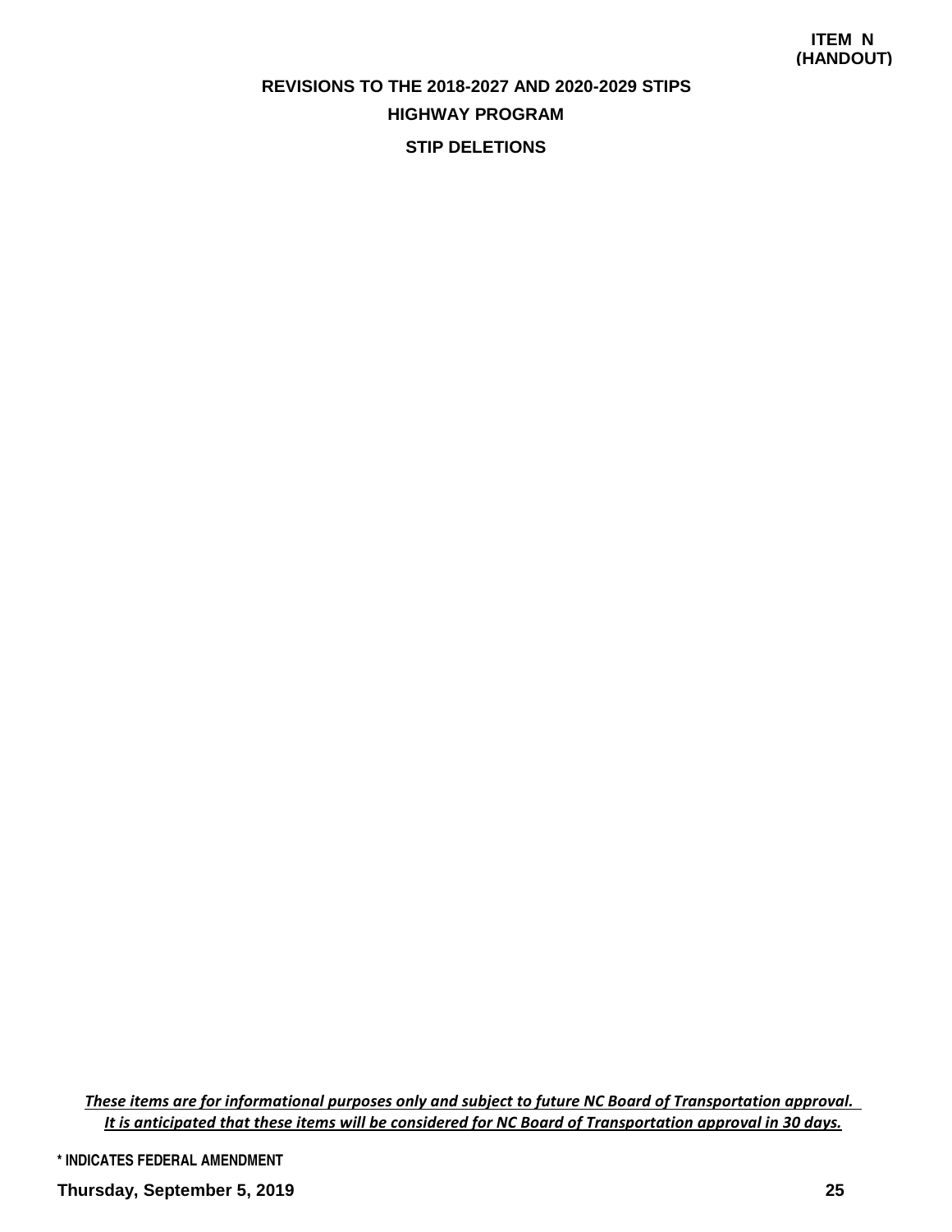**ITEM N**
**(HANDOUT)**

# REVISIONS TO THE 2018-2027 AND 2020-2029 STIPS

## HIGHWAY PROGRAM

### STIP DELETIONS

***These items are for informational purposes only and subject to future NC Board of Transportation approval. It is anticipated that these items will be considered for NC Board of Transportation approval in 30 days.***

**\* INDICATES FEDERAL AMENDMENT**

**Thursday, September 5, 2019**